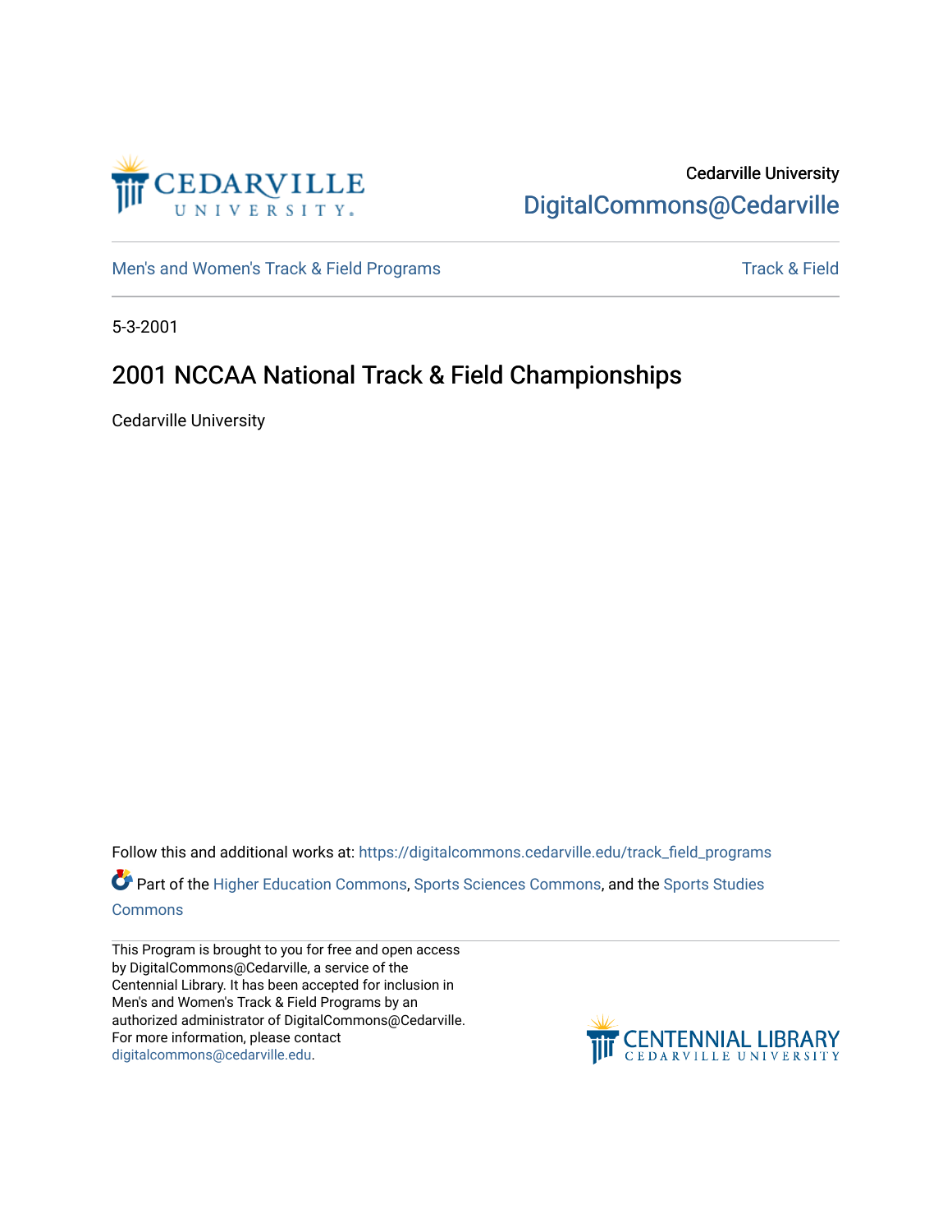Cedarville University

DigitalCommons@Cedarville

Men's and Women's Track & Field Programs

Track & Field

5-3-2001

# 2001 NCCAA National Track & Field Championships

Cedarville University

Follow this and additional works at: https://digitalcommons.cedarville.edu/track_field_programs

Part of the Higher Education Commons, Sports Sciences Commons, and the Sports Studies Commons

This Program is brought to you for free and open access by DigitalCommons@Cedarville, a service of the Centennial Library. It has been accepted for inclusion in Men's and Women's Track & Field Programs by an authorized administrator of DigitalCommons@Cedarville. For more information, please contact digitalcommons@cedarville.edu.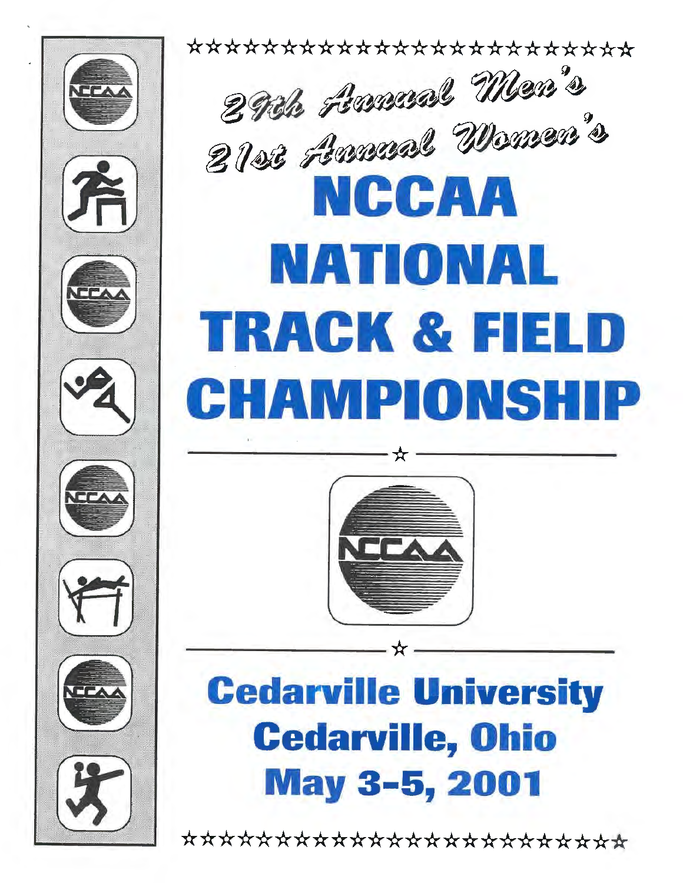☆☆☆☆☆☆☆☆☆☆☆☆☆☆☆☆☆☆☆☆☆☆☆☆☆☆☆

*29th Annual Men's*

*21st Annual Women's*

# NCCAA NATIONAL TRACK & FIELD CHAMPIONSHIP

☆

NCCAA

☆

## Cedarville University
## Cedarville, Ohio
## May 3-5, 2001

☆☆☆☆☆☆☆☆☆☆☆☆☆☆☆☆☆☆☆☆☆☆☆☆☆☆☆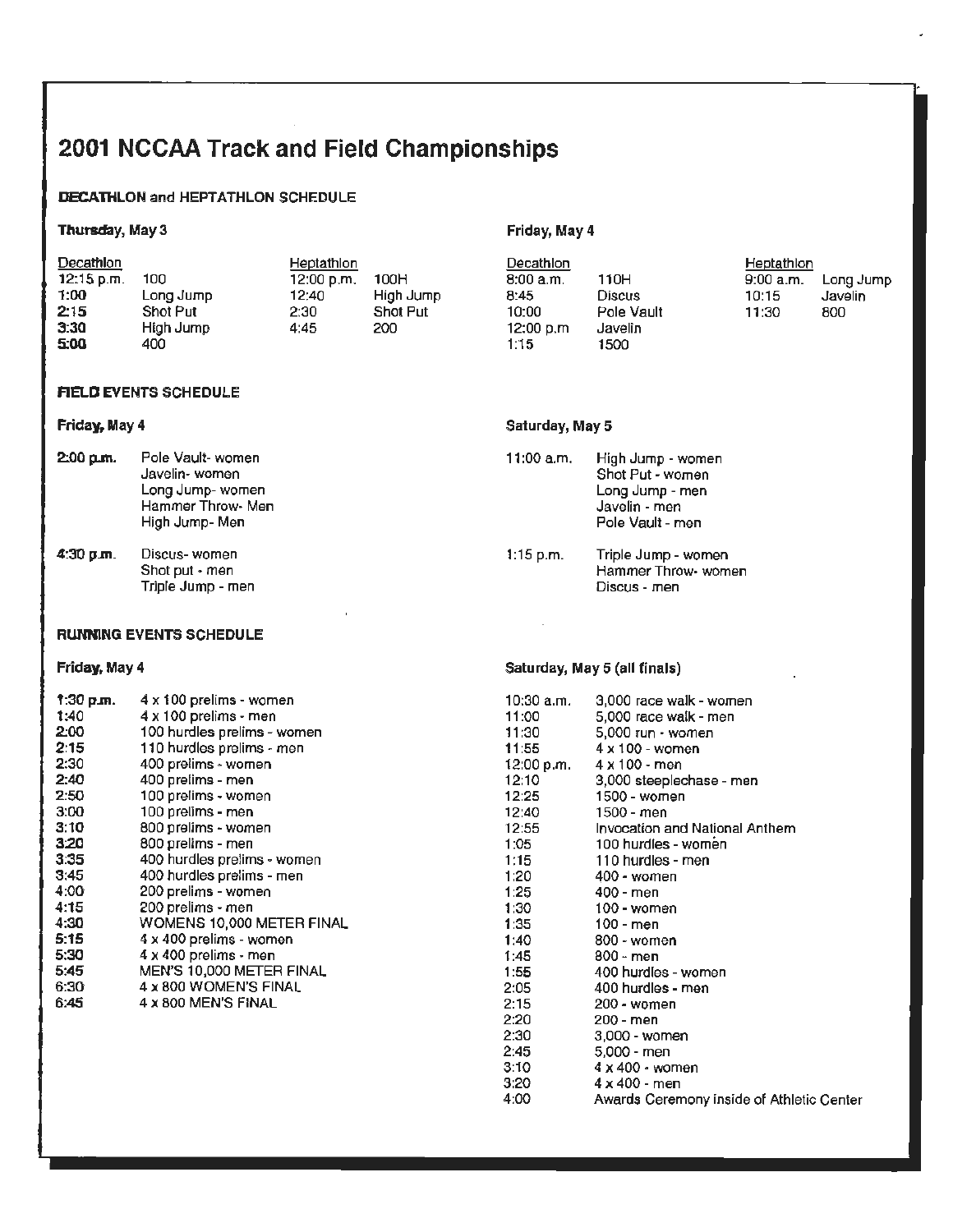# 2001 NCCAA Track and Field Championships

## DECATHLON and HEPTATHLON SCHEDULE

### Thursday, May 3

| Decathlon | | Heptathlon | |
|---|---|---|---|
| 12:15 p.m. | 100 | 12:00 p.m. | 100H |
| 1:00 | Long Jump | 12:40 | High Jump |
| 2:15 | Shot Put | 2:30 | Shot Put |
| 3:30 | High Jump | 4:45 | 200 |
| 5:00 | 400 | | |

### Friday, May 4

| Decathlon | | Heptathlon | |
|---|---|---|---|
| 8:00 a.m. | 110H | 9:00 a.m. | Long Jump |
| 8:45 | Discus | 10:15 | Javelin |
| 10:00 | Pole Vault | 11:30 | 800 |
| 12:00 p.m | Javelin | | |
| 1:15 | 1500 | | |

## FIELD EVENTS SCHEDULE

### Friday, May 4

**2:00 p.m.**
- Pole Vault- women
- Javelin- women
- Long Jump- women
- Hammer Throw- Men
- High Jump- Men

**4:30 p.m.**
- Discus- women
- Shot put - men
- Triple Jump - men

### Saturday, May 5

**11:00 a.m.**
- High Jump - women
- Shot Put - women
- Long Jump - men
- Javelin - men
- Pole Vault - men

**1:15 p.m.**
- Triple Jump - women
- Hammer Throw- women
- Discus - men

## RUNNING EVENTS SCHEDULE

### Friday, May 4

| Time | Event |
|---|---|
| 1:30 p.m. | 4 x 100 prelims - women |
| 1:40 | 4 x 100 prelims - men |
| 2:00 | 100 hurdles prelims - women |
| 2:15 | 110 hurdles prelims - men |
| 2:30 | 400 prelims - women |
| 2:40 | 400 prelims - men |
| 2:50 | 100 prelims - women |
| 3:00 | 100 prelims - men |
| 3:10 | 800 prelims - women |
| 3:20 | 800 prelims - men |
| 3:35 | 400 hurdles prelims - women |
| 3:45 | 400 hurdles prelims - men |
| 4:00 | 200 prelims - women |
| 4:15 | 200 prelims - men |
| 4:30 | WOMENS 10,000 METER FINAL |
| 5:15 | 4 x 400 prelims - women |
| 5:30 | 4 x 400 prelims - men |
| 5:45 | MEN'S 10,000 METER FINAL |
| 6:30 | 4 x 800 WOMEN'S FINAL |
| 6:45 | 4 x 800 MEN'S FINAL |

### Saturday, May 5 (all finals)

| Time | Event |
|---|---|
| 10:30 a.m. | 3,000 race walk - women |
| 11:00 | 5,000 race walk - men |
| 11:30 | 5,000 run - women |
| 11:55 | 4 x 100 - women |
| 12:00 p.m. | 4 x 100 - men |
| 12:10 | 3,000 steeplechase - men |
| 12:25 | 1500 - women |
| 12:40 | 1500 - men |
| 12:55 | Invocation and National Anthem |
| 1:05 | 100 hurdles - women |
| 1:15 | 110 hurdles - men |
| 1:20 | 400 - women |
| 1:25 | 400 - men |
| 1:30 | 100 - women |
| 1:35 | 100 - men |
| 1:40 | 800 - women |
| 1:45 | 800 - men |
| 1:55 | 400 hurdles - women |
| 2:05 | 400 hurdles - men |
| 2:15 | 200 - women |
| 2:20 | 200 - men |
| 2:30 | 3,000 - women |
| 2:45 | 5,000 - men |
| 3:10 | 4 x 400 - women |
| 3:20 | 4 x 400 - men |
| 4:00 | Awards Ceremony inside of Athletic Center |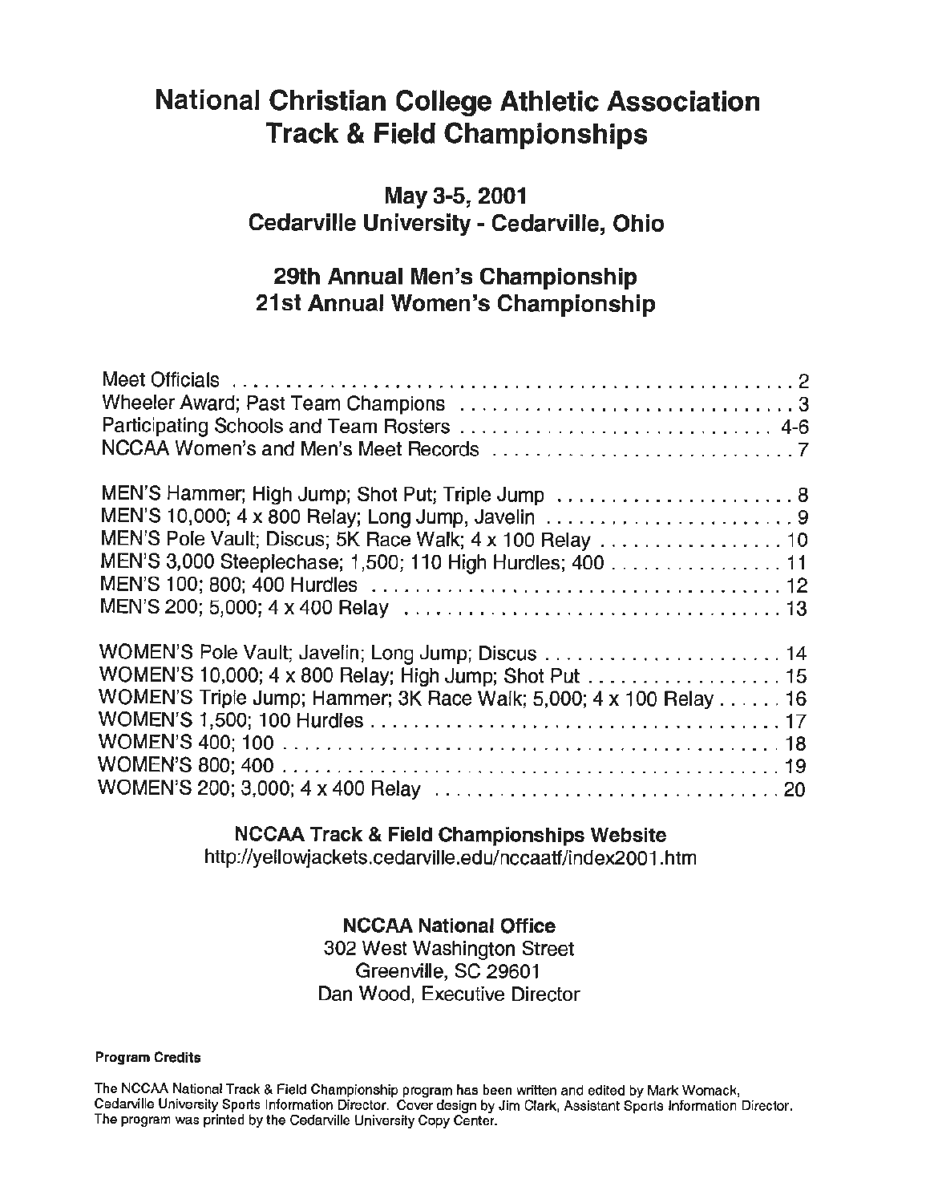# National Christian College Athletic Association Track & Field Championships

## May 3-5, 2001
## Cedarville University - Cedarville, Ohio

## 29th Annual Men's Championship
## 21st Annual Women's Championship

| | |
|---|---|
| Meet Officials | 2 |
| Wheeler Award; Past Team Champions | 3 |
| Participating Schools and Team Rosters | 4-6 |
| NCCAA Women's and Men's Meet Records | 7 |
| MEN'S Hammer; High Jump; Shot Put; Triple Jump | 8 |
| MEN'S 10,000; 4 x 800 Relay; Long Jump, Javelin | 9 |
| MEN'S Pole Vault; Discus; 5K Race Walk; 4 x 100 Relay | 10 |
| MEN'S 3,000 Steeplechase; 1,500; 110 High Hurdles; 400 | 11 |
| MEN'S 100; 800; 400 Hurdles | 12 |
| MEN'S 200; 5,000; 4 x 400 Relay | 13 |
| WOMEN'S Pole Vault; Javelin; Long Jump; Discus | 14 |
| WOMEN'S 10,000; 4 x 800 Relay; High Jump; Shot Put | 15 |
| WOMEN'S Triple Jump; Hammer; 3K Race Walk; 5,000; 4 x 100 Relay | 16 |
| WOMEN'S 1,500; 100 Hurdles | 17 |
| WOMEN'S 400; 100 | 18 |
| WOMEN'S 800; 400 | 19 |
| WOMEN'S 200; 3,000; 4 x 400 Relay | 20 |

**NCCAA Track & Field Championships Website**
http://yellowjackets.cedarville.edu/nccaatf/index2001.htm

**NCCAA National Office**
302 West Washington Street
Greenville, SC 29601
Dan Wood, Executive Director

**Program Credits**

The NCCAA National Track & Field Championship program has been written and edited by Mark Womack, Cedarville University Sports Information Director. Cover design by Jim Clark, Assistant Sports Information Director. The program was printed by the Cedarville University Copy Center.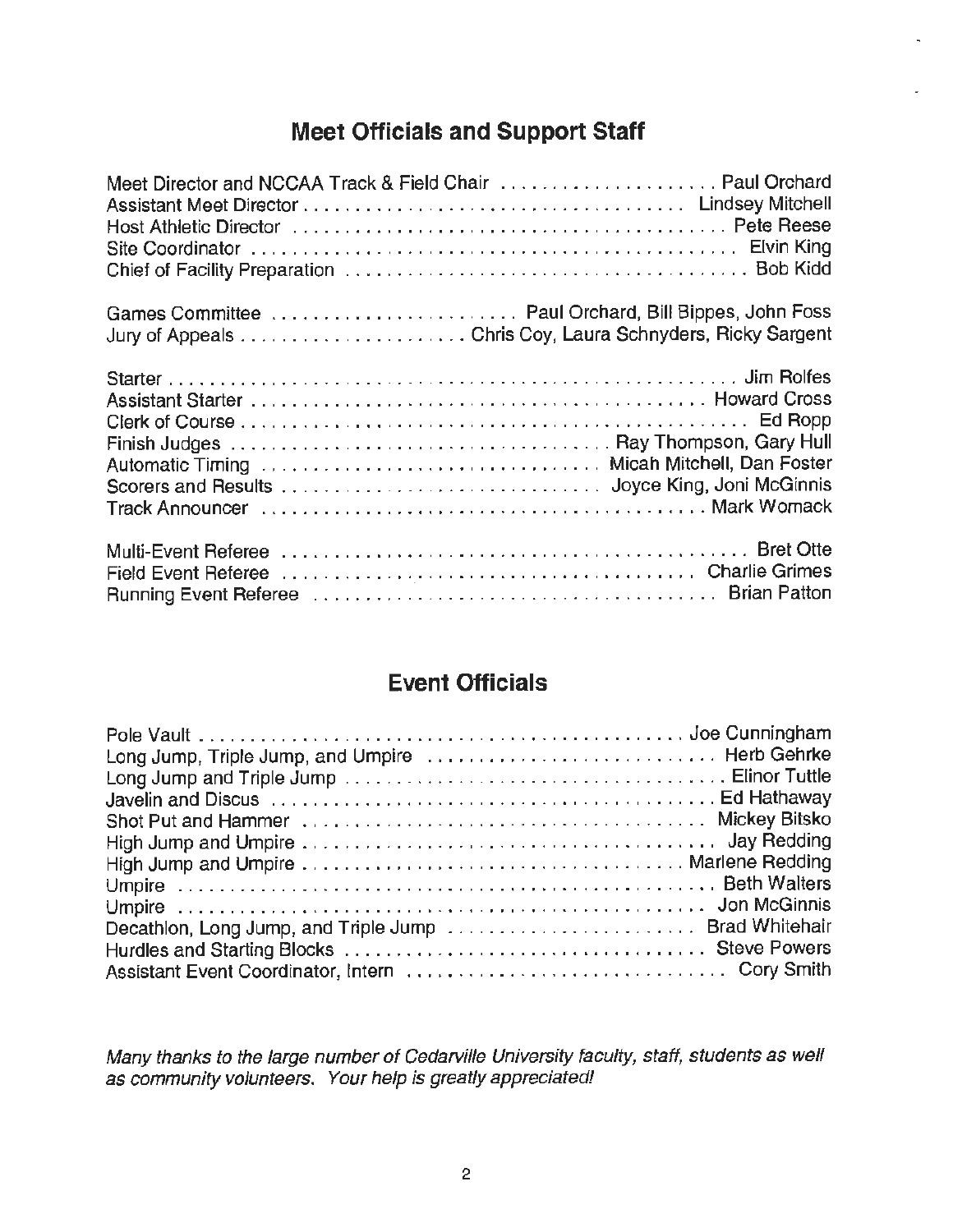## Meet Officials and Support Staff

Meet Director and NCCAA Track & Field Chair .................... Paul Orchard
Assistant Meet Director .................................... Lindsey Mitchell
Host Athletic Director ..................................... Pete Reese
Site Coordinator ........................................... Elvin King
Chief of Facility Preparation .............................. Bob Kidd

Games Committee ...................... Paul Orchard, Bill Bippes, John Foss
Jury of Appeals ..................... Chris Coy, Laura Schnyders, Ricky Sargent

Starter .................................................... Jim Rolfes
Assistant Starter .......................................... Howard Cross
Clerk of Course ............................................ Ed Ropp
Finish Judges .............................. Ray Thompson, Gary Hull
Automatic Timing ........................... Micah Mitchell, Dan Foster
Scorers and Results ........................ Joyce King, Joni McGinnis
Track Announcer ............................................ Mark Womack

Multi-Event Referee ........................................ Bret Otte
Field Event Referee ........................................ Charlie Grimes
Running Event Referee ...................................... Brian Patton

## Event Officials

Pole Vault ................................................. Joe Cunningham
Long Jump, Triple Jump, and Umpire ......................... Herb Gehrke
Long Jump and Triple Jump .................................. Elinor Tuttle
Javelin and Discus ......................................... Ed Hathaway
Shot Put and Hammer ........................................ Mickey Bitsko
High Jump and Umpire ....................................... Jay Redding
High Jump and Umpire ....................................... Marlene Redding
Umpire ..................................................... Beth Walters
Umpire ..................................................... Jon McGinnis
Decathlon, Long Jump, and Triple Jump ...................... Brad Whitehair
Hurdles and Starting Blocks ................................ Steve Powers
Assistant Event Coordinator, Intern ........................ Cory Smith

*Many thanks to the large number of Cedarville University faculty, staff, students as well as community volunteers. Your help is greatly appreciated!*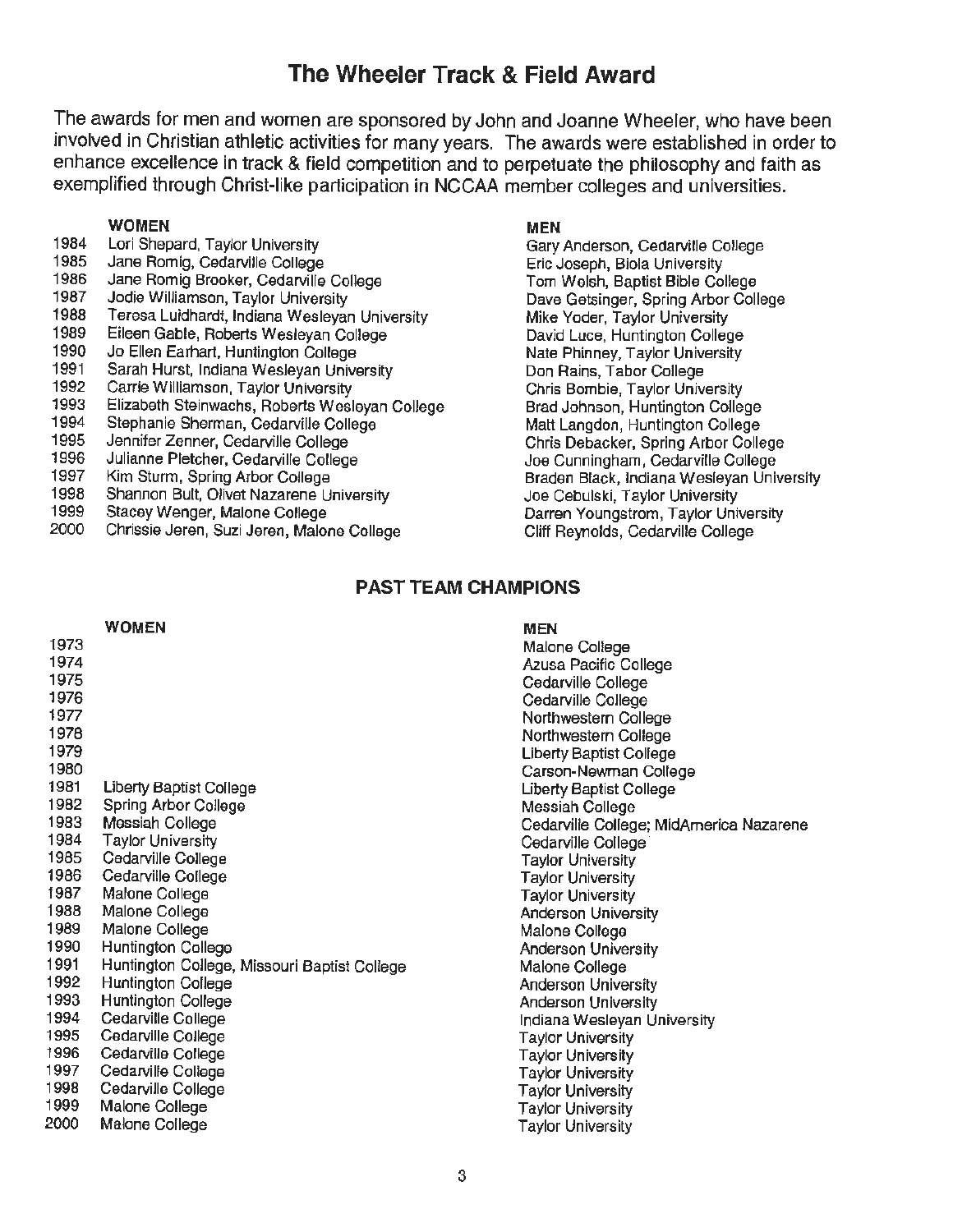# The Wheeler Track & Field Award

The awards for men and women are sponsored by John and Joanne Wheeler, who have been involved in Christian athletic activities for many years. The awards were established in order to enhance excellence in track & field competition and to perpetuate the philosophy and faith as exemplified through Christ-like participation in NCCAA member colleges and universities.

| | WOMEN | MEN |
|---|---|---|
| 1984 | Lori Shepard, Taylor University | Gary Anderson, Cedarville College |
| 1985 | Jane Romig, Cedarville College | Eric Joseph, Biola University |
| 1986 | Jane Romig Brooker, Cedarville College | Tom Welsh, Baptist Bible College |
| 1987 | Jodie Williamson, Taylor University | Dave Getsinger, Spring Arbor College |
| 1988 | Teresa Luidhardt, Indiana Wesleyan University | Mike Yoder, Taylor University |
| 1989 | Eileen Gable, Roberts Wesleyan College | David Luce, Huntington College |
| 1990 | Jo Ellen Earhart, Huntington College | Nate Phinney, Taylor University |
| 1991 | Sarah Hurst, Indiana Wesleyan University | Don Rains, Tabor College |
| 1992 | Carrie Williamson, Taylor University | Chris Bombie, Taylor University |
| 1993 | Elizabeth Steinwachs, Roberts Wesleyan College | Brad Johnson, Huntington College |
| 1994 | Stephanie Sherman, Cedarville College | Matt Langdon, Huntington College |
| 1995 | Jennifer Zenner, Cedarville College | Chris Debacker, Spring Arbor College |
| 1996 | Julianne Pletcher, Cedarville College | Joe Cunningham, Cedarville College |
| 1997 | Kim Sturm, Spring Arbor College | Braden Black, Indiana Wesleyan University |
| 1998 | Shannon Bult, Olivet Nazarene University | Joe Cebulski, Taylor University |
| 1999 | Stacey Wenger, Malone College | Darren Youngstrom, Taylor University |
| 2000 | Chrissie Jeren, Suzi Jeren, Malone College | Cliff Reynolds, Cedarville College |

## PAST TEAM CHAMPIONS

| | WOMEN | MEN |
|---|---|---|
| 1973 | | Malone College |
| 1974 | | Azusa Pacific College |
| 1975 | | Cedarville College |
| 1976 | | Cedarville College |
| 1977 | | Northwestern College |
| 1978 | | Northwestern College |
| 1979 | | Liberty Baptist College |
| 1980 | | Carson-Newman College |
| 1981 | Liberty Baptist College | Liberty Baptist College |
| 1982 | Spring Arbor College | Messiah College |
| 1983 | Messiah College | Cedarville College; MidAmerica Nazarene |
| 1984 | Taylor University | Cedarville College |
| 1985 | Cedarville College | Taylor University |
| 1986 | Cedarville College | Taylor University |
| 1987 | Malone College | Taylor University |
| 1988 | Malone College | Anderson University |
| 1989 | Malone College | Malone College |
| 1990 | Huntington College | Anderson University |
| 1991 | Huntington College, Missouri Baptist College | Malone College |
| 1992 | Huntington College | Anderson University |
| 1993 | Huntington College | Anderson University |
| 1994 | Cedarville College | Indiana Wesleyan University |
| 1995 | Cedarville College | Taylor University |
| 1996 | Cedarville College | Taylor University |
| 1997 | Cedarville College | Taylor University |
| 1998 | Cedarville College | Taylor University |
| 1999 | Malone College | Taylor University |
| 2000 | Malone College | Taylor University |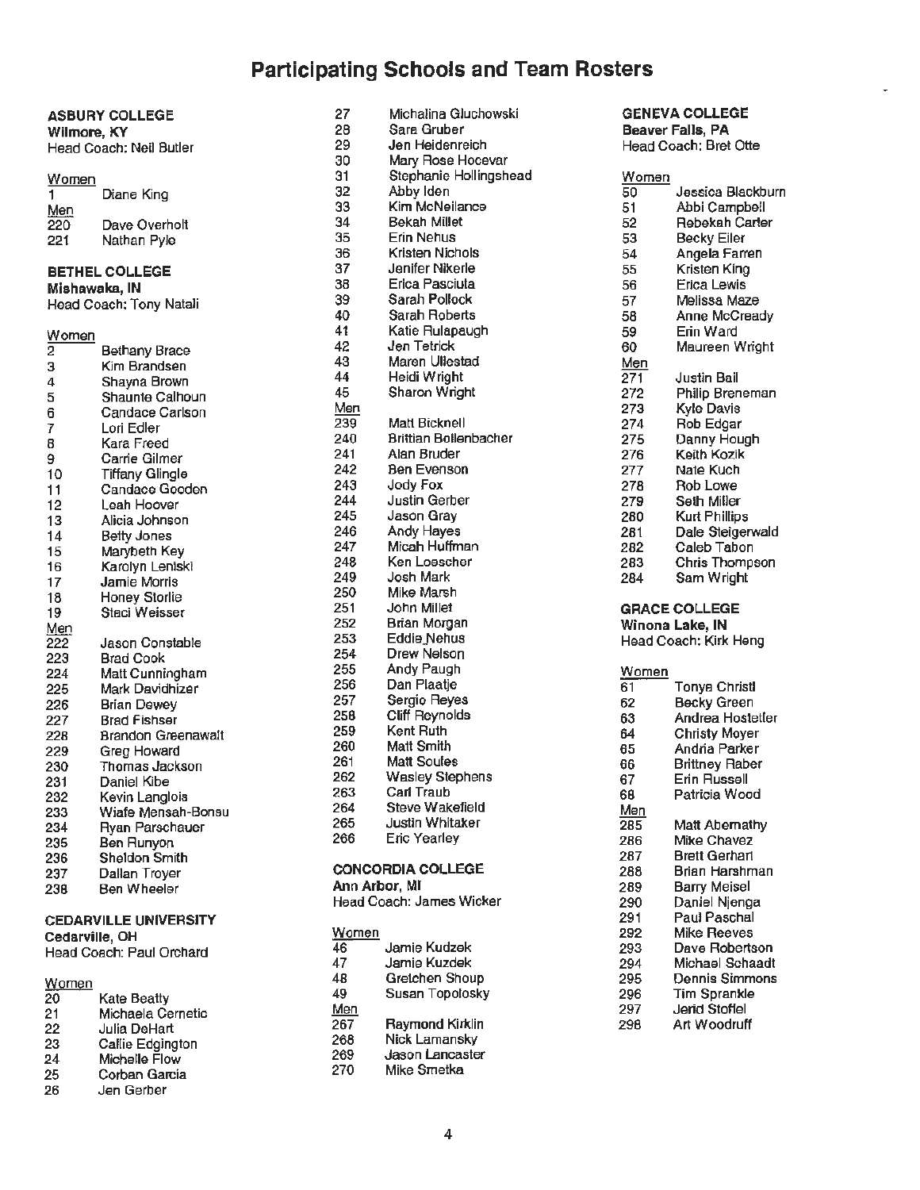# Participating Schools and Team Rosters

**ASBURY COLLEGE**
**Wilmore, KY**
Head Coach: Neil Butler

Women
1 Diane King

Men
220 Dave Overholt
221 Nathan Pyle

**BETHEL COLLEGE**
**Mishawaka, IN**
Head Coach: Tony Natali

Women
2 Bethany Brace
3 Kim Brandsen
4 Shayna Brown
5 Shaunte Calhoun
6 Candace Carlson
7 Lori Edler
8 Kara Freed
9 Carrie Gilmer
10 Tiffany Glingle
11 Candace Goodon
12 Leah Hoover
13 Alicia Johnson
14 Betty Jones
15 Marybeth Key
16 Karolyn Leniski
17 Jamie Morris
18 Honey Storlie
19 Staci Weisser

Men
222 Jason Constable
223 Brad Cook
224 Matt Cunningham
225 Mark Davidhizer
226 Brian Dewey
227 Brad Fishser
228 Brandon Greenawalt
229 Greg Howard
230 Thomas Jackson
231 Daniel Kibe
232 Kevin Langlois
233 Wiafe Mensah-Bonsu
234 Ryan Parschauer
235 Ben Runyon
236 Sheldon Smith
237 Dallan Troyer
238 Ben Wheeler

**CEDARVILLE UNIVERSITY**
**Cedarville, OH**
Head Coach: Paul Orchard

Women
20 Kate Beatty
21 Michaela Cernetic
22 Julia DeHart
23 Callie Edgington
24 Michelle Flow
25 Corban Garcia
26 Jen Gerber
27 Michalina Gluchowski
28 Sara Gruber
29 Jen Heidenreich
30 Mary Rose Hocevar
31 Stephanie Hollingshead
32 Abby Iden
33 Kim McNeilance
34 Bekah Millet
35 Erin Nehus
36 Kristen Nichols
37 Jenifer Nikerle
38 Erica Pasciuta
39 Sarah Pollock
40 Sarah Roberts
41 Katie Rulapaugh
42 Jen Tetrick
43 Maren Ullestad
44 Heidi Wright
45 Sharon Wright

Men
239 Matt Bicknell
240 Brittian Bollenbacher
241 Alan Bruder
242 Ben Evenson
243 Jody Fox
244 Justin Gerber
245 Jason Gray
246 Andy Hayes
247 Micah Huffman
248 Ken Loescher
249 Josh Mark
250 Mike Marsh
251 John Millet
252 Brian Morgan
253 Eddie Nehus
254 Drew Nelson
255 Andy Paugh
256 Dan Plaatje
257 Sergio Reyes
258 Cliff Reynolds
259 Kent Ruth
260 Matt Smith
261 Matt Soules
262 Wasley Stephens
263 Carl Traub
264 Steve Wakefield
265 Justin Whitaker
266 Eric Yearley

**CONCORDIA COLLEGE**
**Ann Arbor, MI**
Head Coach: James Wicker

Women
46 Jamie Kudzek
47 Jamie Kuzdek
48 Gretchen Shoup
49 Susan Topolosky

Men
267 Raymond Kirklin
268 Nick Lamansky
269 Jason Lancaster
270 Mike Smetka

**GENEVA COLLEGE**
**Beaver Falls, PA**
Head Coach: Bret Otte

Women
50 Jessica Blackburn
51 Abbi Campbell
52 Rebekah Carter
53 Becky Eiler
54 Angela Farren
55 Kristen King
56 Erica Lewis
57 Melissa Maze
58 Anne McCready
59 Erin Ward
60 Maureen Wright

Men
271 Justin Bail
272 Philip Breneman
273 Kyle Davis
274 Rob Edgar
275 Danny Hough
276 Keith Kozik
277 Nate Kuch
278 Rob Lowe
279 Seth Miller
280 Kurt Phillips
281 Dale Steigerwald
282 Caleb Tabon
283 Chris Thompson
284 Sam Wright

**GRACE COLLEGE**
**Winona Lake, IN**
Head Coach: Kirk Heng

Women
61 Tonya Christl
62 Becky Green
63 Andrea Hostetler
64 Christy Moyer
65 Andria Parker
66 Brittney Raber
67 Erin Russell
68 Patricia Wood

Men
285 Matt Abernathy
286 Mike Chavez
287 Brett Gerhart
288 Brian Harshman
289 Barry Meisel
290 Daniel Njenga
291 Paul Paschal
292 Mike Reeves
293 Dave Robertson
294 Michael Schaadt
295 Dennis Simmons
296 Tim Sprankle
297 Jerid Stoffel
298 Art Woodruff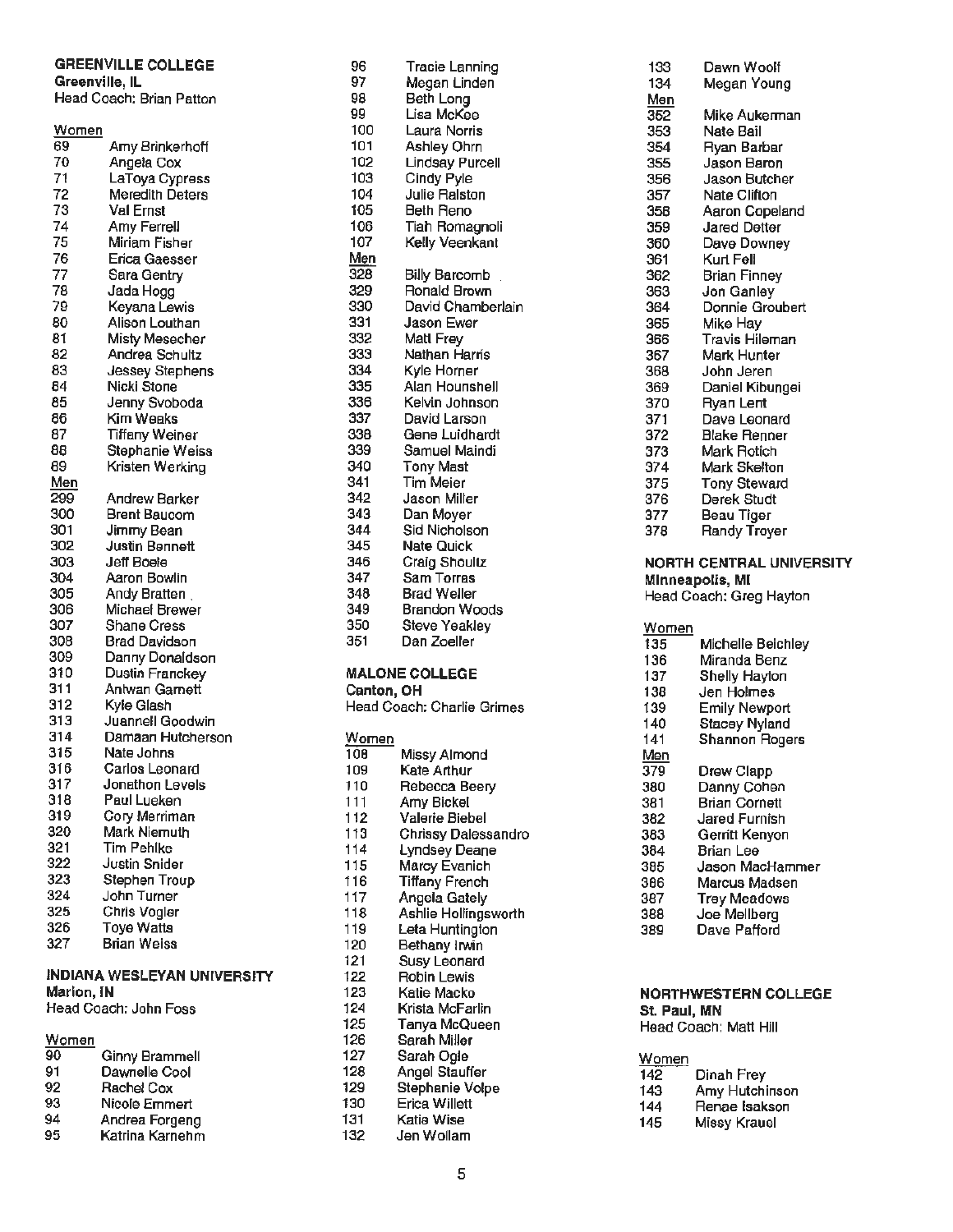**GREENVILLE COLLEGE**
**Greenville, IL**
Head Coach: Brian Patton

Women
69 Amy Brinkerhoff
70 Angela Cox
71 LaToya Cypress
72 Meredith Deters
73 Val Ernst
74 Amy Ferrell
75 Miriam Fisher
76 Erica Gaesser
77 Sara Gentry
78 Jada Hogg
79 Keyana Lewis
80 Alison Louthan
81 Misty Mesecher
82 Andrea Schultz
83 Jessey Stephens
84 Nicki Stone
85 Jenny Svoboda
86 Kim Weaks
87 Tiffany Weiner
88 Stephanie Weiss
89 Kristen Werking

Men
299 Andrew Barker
300 Brent Baucom
301 Jimmy Bean
302 Justin Bennett
303 Jeff Boele
304 Aaron Bowlin
305 Andy Bratten
306 Michael Brewer
307 Shane Cress
308 Brad Davidson
309 Danny Donaldson
310 Dustin Franckey
311 Antwan Garnett
312 Kyle Glash
313 Juannell Goodwin
314 Damaan Hutcherson
315 Nate Johns
316 Carlos Leonard
317 Jonethon Levels
318 Paul Lueken
319 Cory Merriman
320 Mark Niemuth
321 Tim Pehlke
322 Justin Snider
323 Stephen Troup
324 John Turner
325 Chris Vogler
326 Toye Watts
327 Brian Weiss

**INDIANA WESLEYAN UNIVERSITY**
**Marion, IN**
Head Coach: John Foss

Women
90 Ginny Brammell
91 Dawnelle Cool
92 Rachel Cox
93 Nicole Emmert
94 Andrea Forgeng
95 Katrina Karnehm
96 Tracie Lanning
97 Megan Linden
98 Beth Long
99 Lisa McKee
100 Laura Norris
101 Ashley Ohm
102 Lindsay Purcell
103 Cindy Pyle
104 Julie Ralston
105 Beth Reno
106 Tiah Romagnoli
107 Kelly Veenkant

Men
328 Billy Barcomb
329 Ronald Brown
330 David Chamberlain
331 Jason Ewer
332 Matt Frey
333 Nathan Harris
334 Kyle Horner
335 Alan Hounshell
336 Kelvin Johnson
337 David Larson
338 Gene Luidhardt
339 Samuel Maindi
340 Tony Mast
341 Tim Meier
342 Jason Miller
343 Dan Moyer
344 Sid Nicholson
345 Nate Quick
346 Craig Shoultz
347 Sam Torres
348 Brad Weller
349 Brandon Woods
350 Steve Yeakley
351 Dan Zoeller

**MALONE COLLEGE**
**Canton, OH**
Head Coach: Charlie Grimes

Women
108 Missy Almond
109 Kate Arthur
110 Rebecca Beery
111 Amy Bickel
112 Valerie Biebel
113 Chrissy Dalessandro
114 Lyndsey Deane
115 Marcy Evanich
116 Tiffany French
117 Angela Gately
118 Ashlie Hollingsworth
119 Leta Huntington
120 Bethany Irwin
121 Susy Leonard
122 Robin Lewis
123 Katie Macko
124 Krista McFarlin
125 Tanya McQueen
126 Sarah Miller
127 Sarah Ogle
128 Angel Stauffer
129 Stephanie Volpe
130 Erica Willett
131 Katie Wise
132 Jen Wollam
133 Dawn Woolf
134 Megan Young

Men
352 Mike Aukerman
353 Nate Bail
354 Ryan Barbar
355 Jason Baron
356 Jason Butcher
357 Nate Clifton
358 Aaron Copeland
359 Jared Detter
360 Dave Downey
361 Kurt Fell
362 Brian Finney
363 Jon Ganley
364 Donnie Groubert
365 Mike Hay
366 Travis Hileman
367 Mark Hunter
368 John Jeren
369 Daniel Kibungei
370 Ryan Lent
371 Dave Leonard
372 Blake Renner
373 Mark Rotich
374 Mark Skelton
375 Tony Steward
376 Derek Studt
377 Beau Tiger
378 Randy Troyer

**NORTH CENTRAL UNIVERSITY**
**Minneapolis, MI**
Head Coach: Greg Hayton

Women
135 Michelle Belchley
136 Miranda Benz
137 Shelly Hayton
138 Jen Holmes
139 Emily Newport
140 Stacey Nyland
141 Shannon Rogers

Men
379 Drew Clapp
380 Danny Cohen
381 Brian Cornett
382 Jared Furnish
383 Gerritt Kenyon
384 Brian Lee
385 Jason MacHammer
386 Marcus Madsen
387 Trey Meadows
388 Joe Mellberg
389 Dave Pafford

**NORTHWESTERN COLLEGE**
**St. Paul, MN**
Head Coach: Matt Hill

Women
142 Dinah Frey
143 Amy Hutchinson
144 Renae Isakson
145 Missy Krauel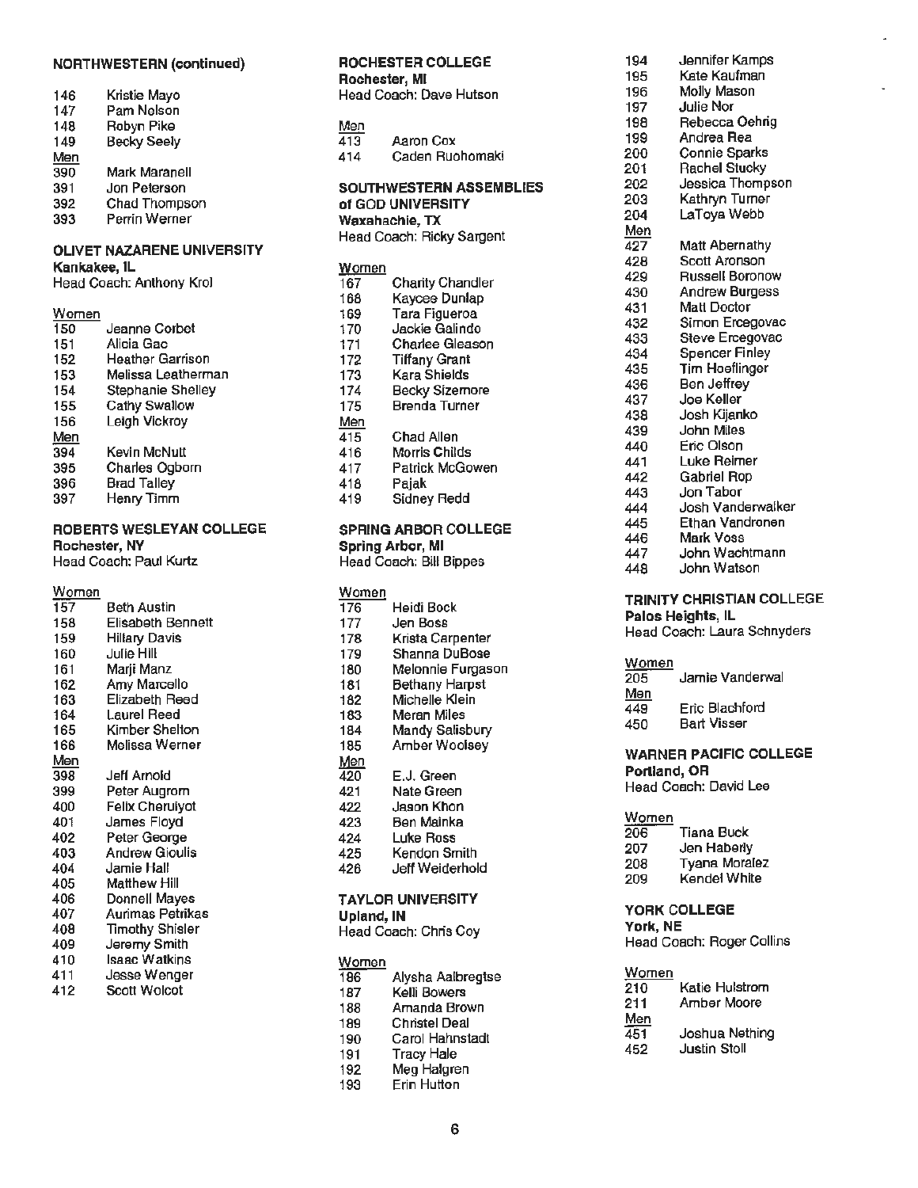**NORTHWESTERN (continued)**

146 Kristie Mayo
147 Pam Nelson
148 Robyn Pike
149 Becky Seely

Men

390 Mark Maranell
391 Jon Peterson
392 Chad Thompson
393 Perrin Werner

**OLIVET NAZARENE UNIVERSITY**
**Kankakee, IL**
Head Coach: Anthony Krol

Women

150 Jeanne Corbet
151 Alicia Gac
152 Heather Garrison
153 Melissa Leatherman
154 Stephanie Shelley
155 Cathy Swallow
156 Leigh Vickroy

Men

394 Kevin McNutt
395 Charles Ogborn
396 Brad Talley
397 Henry Timm

**ROBERTS WESLEYAN COLLEGE**
**Rochester, NY**
Head Coach: Paul Kurtz

Women

157 Beth Austin
158 Elisabeth Bennett
159 Hillary Davis
160 Julie Hill
161 Marji Manz
162 Amy Marcello
163 Elizabeth Reed
164 Laurel Reed
165 Kimber Shelton
166 Melissa Werner

Men

398 Jeff Arnold
399 Peter Augrom
400 Felix Cheruiyot
401 James Floyd
402 Peter George
403 Andrew Gioulis
404 Jamie Hall
405 Matthew Hill
406 Donnell Mayes
407 Aurimas Petrikas
408 Timothy Shisler
409 Jeremy Smith
410 Isaac Watkins
411 Jesse Wenger
412 Scott Wolcot

**ROCHESTER COLLEGE**
**Rochester, MI**
Head Coach: Dave Hutson

Men

413 Aaron Cox
414 Caden Ruohomaki

**SOUTHWESTERN ASSEMBLIES of GOD UNIVERSITY**
**Waxahachie, TX**
Head Coach: Ricky Sargent

Women

167 Charity Chandler
168 Kaycee Dunlap
169 Tara Figueroa
170 Jackie Galindo
171 Charlee Gleason
172 Tiffany Grant
173 Kara Shields
174 Becky Sizemore
175 Brenda Turner

Men

415 Chad Allen
416 Morris Childs
417 Patrick McGowen
418 Pajak
419 Sidney Redd

**SPRING ARBOR COLLEGE**
**Spring Arbor, MI**
Head Coach: Bill Bippes

Women

176 Heidi Bock
177 Jen Boss
178 Krista Carpenter
179 Shanna DuBose
180 Melonnie Furgason
181 Bethany Harpst
182 Michelle Klein
183 Meran Miles
184 Mandy Salisbury
185 Amber Woolsey

Men

420 E.J. Green
421 Nate Green
422 Jason Khon
423 Ben Mainka
424 Luke Ross
425 Kendon Smith
426 Jeff Weiderhold

**TAYLOR UNIVERSITY**
**Upland, IN**
Head Coach: Chris Coy

Women

186 Alysha Aalbregtse
187 Kelli Bowers
188 Amanda Brown
189 Christel Deal
190 Carol Hahnstadt
191 Tracy Hale
192 Meg Halgren
193 Erin Hutton
194 Jennifer Kamps
195 Kate Kaufman
196 Molly Mason
197 Julie Nor
198 Rebecca Oehrig
199 Andrea Rea
200 Connie Sparks
201 Rachel Stucky
202 Jessica Thompson
203 Kathryn Turner
204 LaToya Webb

Men

427 Matt Abernathy
428 Scott Aronson
429 Russell Boronow
430 Andrew Burgess
431 Matt Doctor
432 Simon Ercegovac
433 Steve Ercegovac
434 Spencer Finley
435 Tim Hoeflinger
436 Ben Jeffrey
437 Joe Keller
438 Josh Kijanko
439 John Miles
440 Eric Olson
441 Luke Reimer
442 Gabriel Rop
443 Jon Tabor
444 Josh Vanderwalker
445 Ethan Vandronen
446 Mark Voss
447 John Wachtmann
448 John Watson

**TRINITY CHRISTIAN COLLEGE**
**Palos Heights, IL**
Head Coach: Laura Schnyders

Women

205 Jamie Vanderwal

Men

449 Eric Blachford
450 Bart Visser

**WARNER PACIFIC COLLEGE**
**Portland, OR**
Head Coach: David Lee

Women

206 Tiana Buck
207 Jen Haberly
208 Tyana Moralez
209 Kendel White

**YORK COLLEGE**
**York, NE**
Head Coach: Roger Collins

Women

210 Katie Hulstrom
211 Amber Moore

Men

451 Joshua Nething
452 Justin Stoll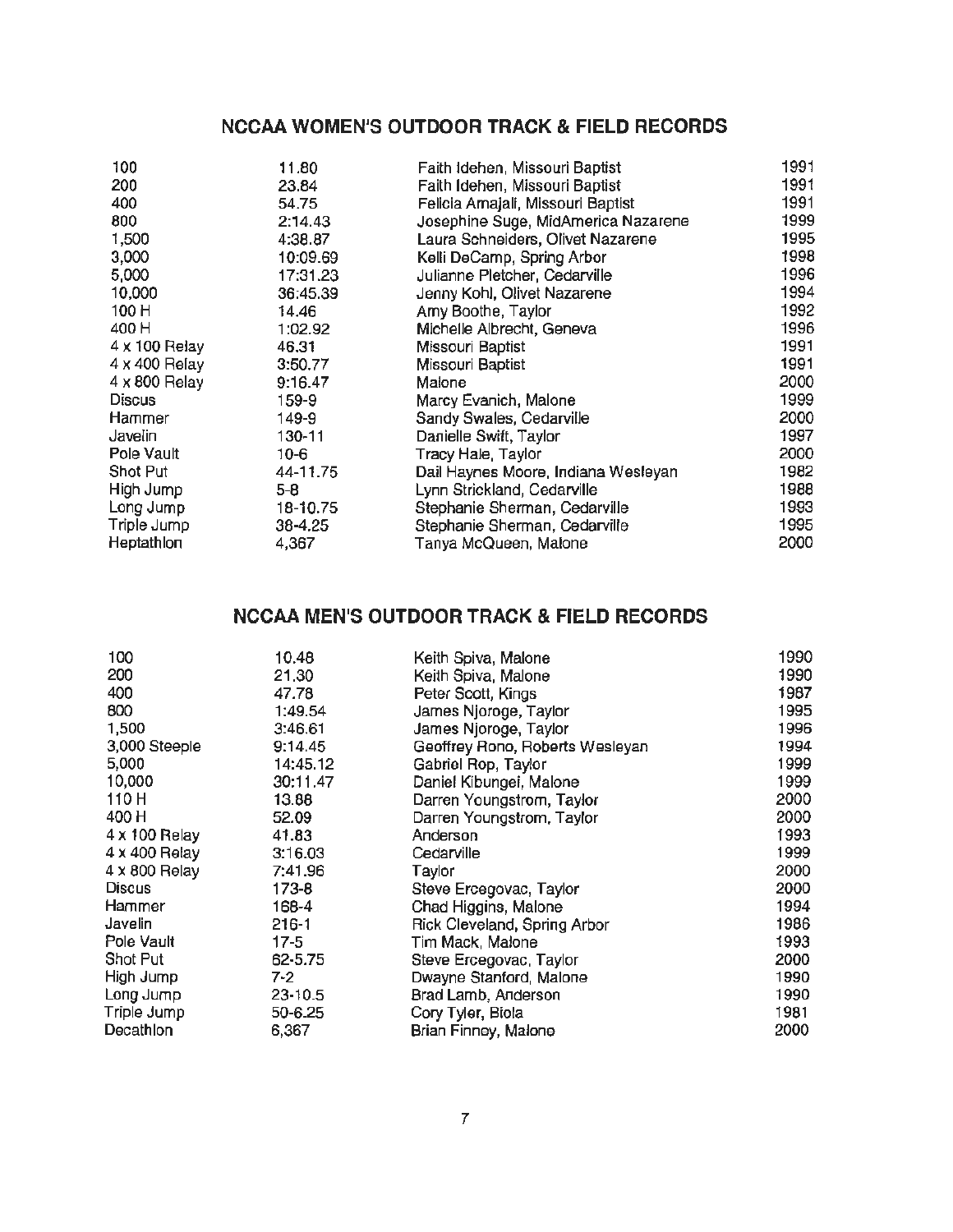## NCCAA WOMEN'S OUTDOOR TRACK & FIELD RECORDS

| | | | |
|---|---|---|---|
| 100 | 11.80 | Faith Idehen, Missouri Baptist | 1991 |
| 200 | 23.84 | Faith Idehen, Missouri Baptist | 1991 |
| 400 | 54.75 | Felicia Amajali, Missouri Baptist | 1991 |
| 800 | 2:14.43 | Josephine Suge, MidAmerica Nazarene | 1999 |
| 1,500 | 4:38.87 | Laura Schneiders, Olivet Nazarene | 1995 |
| 3,000 | 10:09.69 | Kelli DeCamp, Spring Arbor | 1998 |
| 5,000 | 17:31.23 | Julianne Pletcher, Cedarville | 1996 |
| 10,000 | 36:45.39 | Jenny Kohl, Olivet Nazarene | 1994 |
| 100 H | 14.46 | Amy Boothe, Taylor | 1992 |
| 400 H | 1:02.92 | Michelle Albrecht, Geneva | 1996 |
| 4 x 100 Relay | 46.31 | Missouri Baptist | 1991 |
| 4 x 400 Relay | 3:50.77 | Missouri Baptist | 1991 |
| 4 x 800 Relay | 9:16.47 | Malone | 2000 |
| Discus | 159-9 | Marcy Evanich, Malone | 1999 |
| Hammer | 149-9 | Sandy Swales, Cedarville | 2000 |
| Javelin | 130-11 | Danielle Swift, Taylor | 1997 |
| Pole Vault | 10-6 | Tracy Hale, Taylor | 2000 |
| Shot Put | 44-11.75 | Dail Haynes Moore, Indiana Wesleyan | 1982 |
| High Jump | 5-8 | Lynn Strickland, Cedarville | 1988 |
| Long Jump | 18-10.75 | Stephanie Sherman, Cedarville | 1993 |
| Triple Jump | 38-4.25 | Stephanie Sherman, Cedarville | 1995 |
| Heptathlon | 4,367 | Tanya McQueen, Malone | 2000 |

## NCCAA MEN'S OUTDOOR TRACK & FIELD RECORDS

| | | | |
|---|---|---|---|
| 100 | 10.48 | Keith Spiva, Malone | 1990 |
| 200 | 21.30 | Keith Spiva, Malone | 1990 |
| 400 | 47.78 | Peter Scott, Kings | 1987 |
| 800 | 1:49.54 | James Njoroge, Taylor | 1995 |
| 1,500 | 3:46.61 | James Njoroge, Taylor | 1996 |
| 3,000 Steeple | 9:14.45 | Geoffrey Rono, Roberts Wesleyan | 1994 |
| 5,000 | 14:45.12 | Gabriel Rop, Taylor | 1999 |
| 10,000 | 30:11.47 | Daniel Kibungei, Malone | 1999 |
| 110 H | 13.88 | Darren Youngstrom, Taylor | 2000 |
| 400 H | 52.09 | Darren Youngstrom, Taylor | 2000 |
| 4 x 100 Relay | 41.83 | Anderson | 1993 |
| 4 x 400 Relay | 3:16.03 | Cedarville | 1999 |
| 4 x 800 Relay | 7:41.96 | Taylor | 2000 |
| Discus | 173-8 | Steve Ercegovac, Taylor | 2000 |
| Hammer | 168-4 | Chad Higgins, Malone | 1994 |
| Javelin | 216-1 | Rick Cleveland, Spring Arbor | 1986 |
| Pole Vault | 17-5 | Tim Mack, Malone | 1993 |
| Shot Put | 62-5.75 | Steve Ercegovac, Taylor | 2000 |
| High Jump | 7-2 | Dwayne Stanford, Malone | 1990 |
| Long Jump | 23-10.5 | Brad Lamb, Anderson | 1990 |
| Triple Jump | 50-6.25 | Cory Tyler, Biola | 1981 |
| Decathlon | 6,367 | Brian Finney, Malone | 2000 |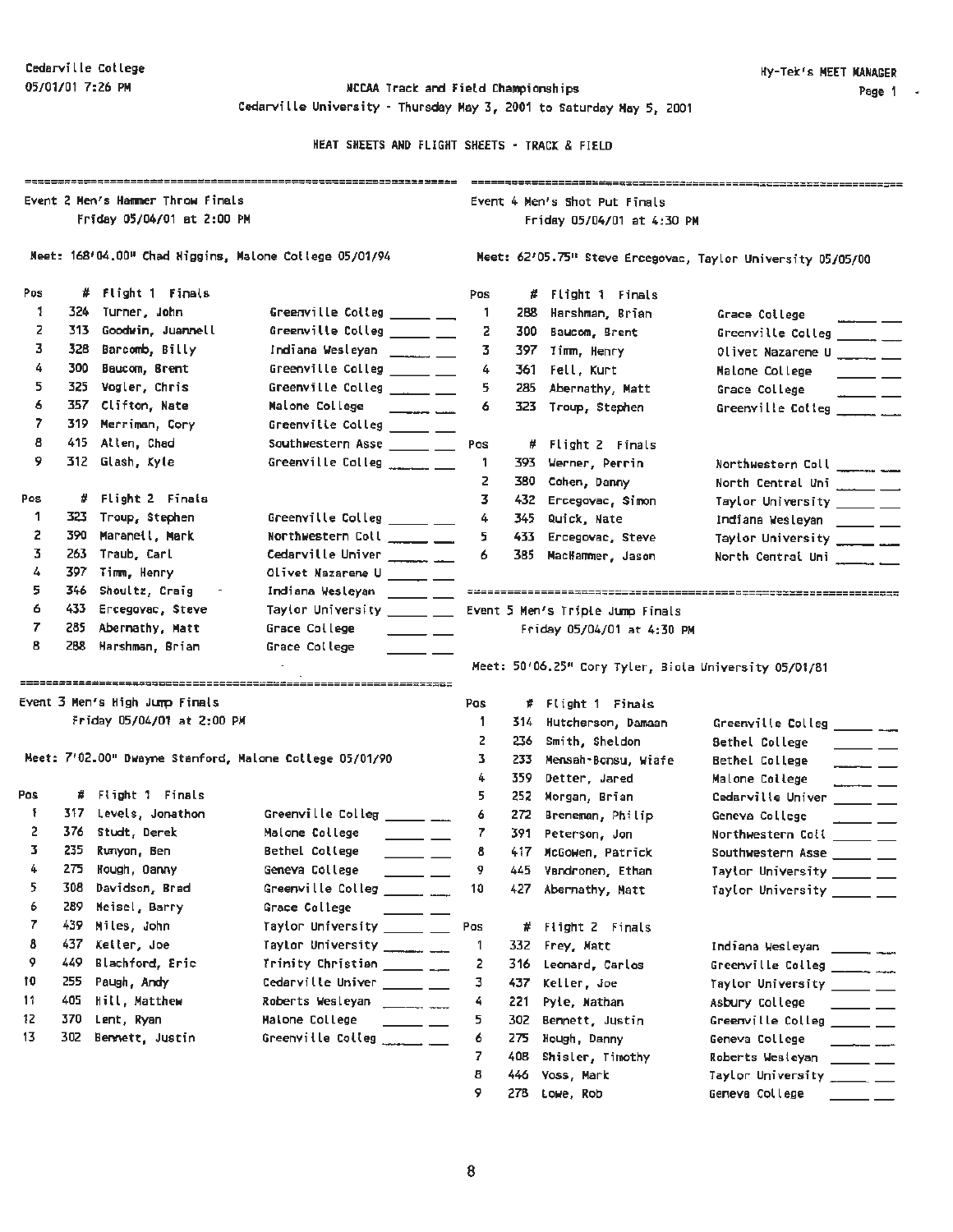Cedarville College
05/01/01 7:26 PM

Hy-Tek's MEET MANAGER

NCCAA Track and Field Championships
Cedarville University - Thursday May 3, 2001 to Saturday May 5, 2001

HEAT SHEETS AND FLIGHT SHEETS - TRACK & FIELD

## Event 2 Men's Hammer Throw Finals

Friday 05/04/01 at 2:00 PM

Meet: 168'04.00" Chad Higgins, Malone College 05/01/94

| Pos | # | Flight 1 Finals | | |
|---|---|---|---|---|
| 1 | 324 | Turner, John | Greenville Colleg | _____ __ |
| 2 | 313 | Goodwin, Juannell | Greenville Colleg | _____ __ |
| 3 | 328 | Barcomb, Billy | Indiana Wesleyan | _____ __ |
| 4 | 300 | Baucom, Brent | Greenville Colleg | _____ __ |
| 5 | 325 | Vogler, Chris | Greenville Colleg | _____ __ |
| 6 | 357 | Clifton, Nate | Malone College | _____ __ |
| 7 | 319 | Merriman, Cory | Greenville Colleg | _____ __ |
| 8 | 415 | Allen, Chad | Southwestern Asse | _____ __ |
| 9 | 312 | Glash, Kyle | Greenville Colleg | _____ __ |

| Pos | # | Flight 2 Finals | | |
|---|---|---|---|---|
| 1 | 323 | Troup, Stephen | Greenville Colleg | _____ __ |
| 2 | 390 | Maranell, Mark | Northwestern Coll | _____ __ |
| 3 | 263 | Traub, Carl | Cedarville Univer | _____ __ |
| 4 | 397 | Timm, Henry | Olivet Nazarene U | _____ __ |
| 5 | 346 | Shoultz, Craig | Indiana Wesleyan | _____ __ |
| 6 | 433 | Ercegovac, Steve | Taylor University | _____ __ |
| 7 | 285 | Abernathy, Matt | Grace College | _____ __ |
| 8 | 288 | Harshman, Brian | Grace College | _____ __ |

## Event 3 Men's High Jump Finals

Friday 05/04/01 at 2:00 PM

Meet: 7'02.00" Dwayne Stanford, Malone College 05/01/90

| Pos | # | Flight 1 Finals | | |
|---|---|---|---|---|
| 1 | 317 | Levels, Jonathon | Greenville Colleg | _____ __ |
| 2 | 376 | Studt, Derek | Malone College | _____ __ |
| 3 | 235 | Runyon, Ben | Bethel College | _____ __ |
| 4 | 275 | Hough, Danny | Geneva College | _____ __ |
| 5 | 308 | Davidson, Brad | Greenville Colleg | _____ __ |
| 6 | 289 | Heisel, Barry | Grace College | _____ __ |
| 7 | 439 | Miles, John | Taylor University | _____ __ |
| 8 | 437 | Keller, Joe | Taylor University | _____ __ |
| 9 | 449 | Blachford, Eric | Trinity Christian | _____ __ |
| 10 | 255 | Paugh, Andy | Cedarville Univer | _____ __ |
| 11 | 405 | Hill, Matthew | Roberts Wesleyan | _____ __ |
| 12 | 370 | Lent, Ryan | Malone College | _____ __ |
| 13 | 302 | Bennett, Justin | Greenville Colleg | _____ __ |

## Event 4 Men's Shot Put Finals

Friday 05/04/01 at 4:30 PM

Meet: 62'05.75" Steve Ercegovac, Taylor University 05/05/00

| Pos | # | Flight 1 Finals | | |
|---|---|---|---|---|
| 1 | 288 | Harshman, Brian | Grace College | _____ __ |
| 2 | 300 | Baucom, Brent | Greenville Colleg | _____ __ |
| 3 | 397 | Timm, Henry | Olivet Nazarene U | _____ __ |
| 4 | 361 | Fell, Kurt | Malone College | _____ __ |
| 5 | 285 | Abernathy, Matt | Grace College | _____ __ |
| 6 | 323 | Troup, Stephen | Greenville Colleg | _____ __ |

| Pos | # | Flight 2 Finals | | |
|---|---|---|---|---|
| 1 | 393 | Werner, Perrin | Northwestern Coll | _____ __ |
| 2 | 380 | Cohen, Danny | North Central Uni | _____ __ |
| 3 | 432 | Ercegovac, Simon | Taylor University | _____ __ |
| 4 | 345 | Quick, Nate | Indiana Wesleyan | _____ __ |
| 5 | 433 | Ercegovac, Steve | Taylor University | _____ __ |
| 6 | 385 | MacHammer, Jason | North Central Uni | _____ __ |

## Event 5 Men's Triple Jump Finals

Friday 05/04/01 at 4:30 PM

Meet: 50'06.25" Cory Tyler, Biola University 05/01/81

| Pos | # | Flight 1 Finals | | |
|---|---|---|---|---|
| 1 | 314 | Hutcherson, Damaan | Greenville Colleg | _____ __ |
| 2 | 236 | Smith, Sheldon | Bethel College | _____ __ |
| 3 | 233 | Mensah-Bonsu, Wiafe | Bethel College | _____ __ |
| 4 | 359 | Detter, Jared | Malone College | _____ __ |
| 5 | 252 | Morgan, Brian | Cedarville Univer | _____ __ |
| 6 | 272 | Breneman, Philip | Geneva College | _____ __ |
| 7 | 391 | Peterson, Jon | Northwestern Coll | _____ __ |
| 8 | 417 | McGowen, Patrick | Southwestern Asse | _____ __ |
| 9 | 445 | Vandronen, Ethan | Taylor University | _____ __ |
| 10 | 427 | Abernathy, Matt | Taylor University | _____ __ |

| Pos | # | Flight 2 Finals | | |
|---|---|---|---|---|
| 1 | 332 | Frey, Matt | Indiana Wesleyan | _____ __ |
| 2 | 316 | Leonard, Carlos | Greenville Colleg | _____ __ |
| 3 | 437 | Keller, Joe | Taylor University | _____ __ |
| 4 | 221 | Pyle, Nathan | Asbury College | _____ __ |
| 5 | 302 | Bennett, Justin | Greenville Colleg | _____ __ |
| 6 | 275 | Hough, Danny | Geneva College | _____ __ |
| 7 | 408 | Shisler, Timothy | Roberts Wesleyan | _____ __ |
| 8 | 446 | Voss, Mark | Taylor University | _____ __ |
| 9 | 278 | Lowe, Rob | Geneva College | _____ __ |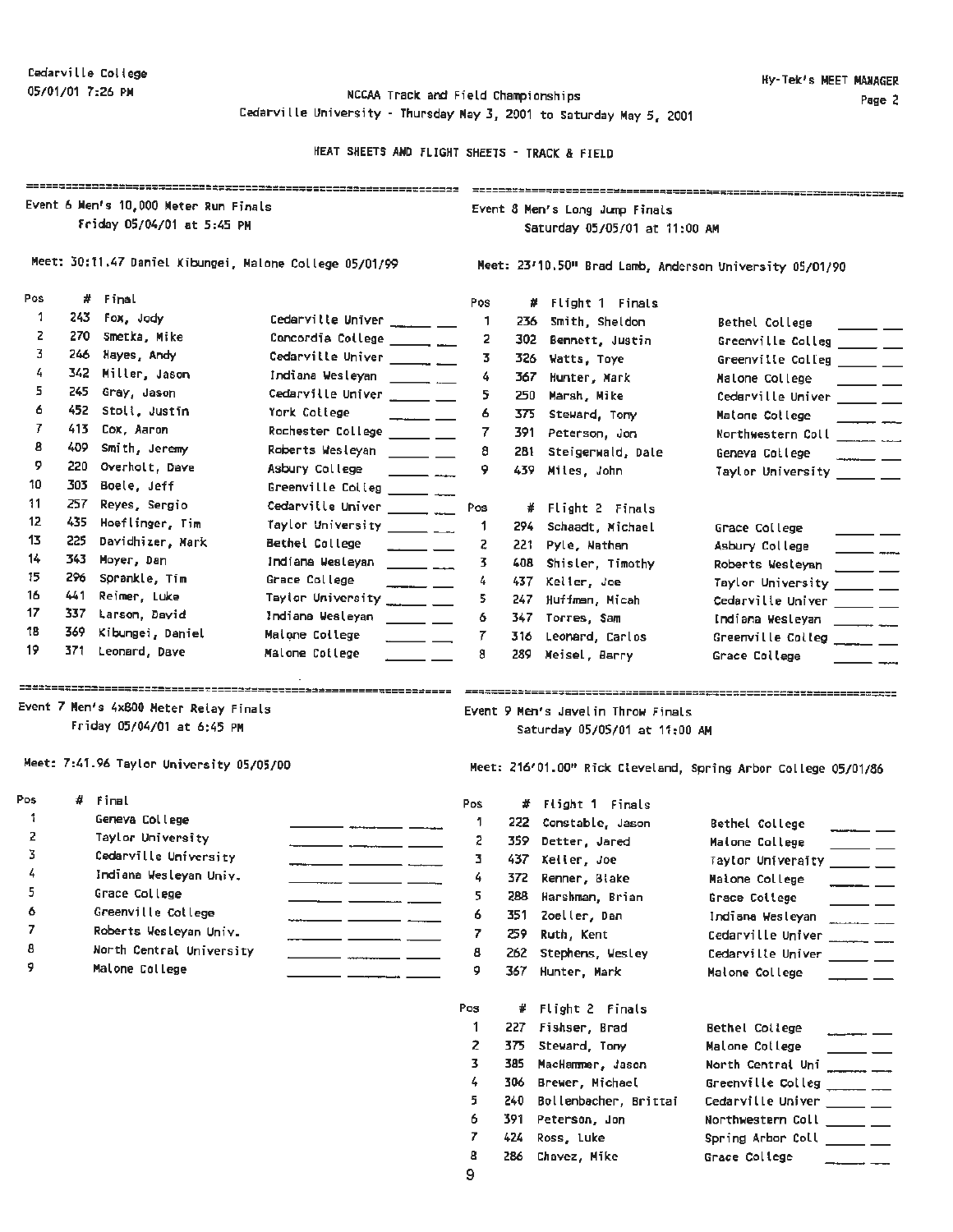Cedarville College
05/01/01 7:26 PM

NCCAA Track and Field Championships
Cedarville University - Thursday May 3, 2001 to Saturday May 5, 2001

Hy-Tek's MEET MANAGER

HEAT SHEETS AND FLIGHT SHEETS - TRACK & FIELD

## Event 6 Men's 10,000 Meter Run Finals

Friday 05/04/01 at 5:45 PM

Meet: 30:11.47 Daniel Kibungei, Malone College 05/01/99

| Pos | # | Final | |
|---|---|---|---|
| 1 | 243 | Fox, Jody | Cedarville Univer |
| 2 | 270 | Smetka, Mike | Concordia College |
| 3 | 246 | Hayes, Andy | Cedarville Univer |
| 4 | 342 | Miller, Jason | Indiana Wesleyan |
| 5 | 245 | Gray, Jason | Cedarville Univer |
| 6 | 452 | Stoll, Justin | York College |
| 7 | 413 | Cox, Aaron | Rochester College |
| 8 | 409 | Smith, Jeremy | Roberts Wesleyan |
| 9 | 220 | Overholt, Dave | Asbury College |
| 10 | 303 | Boele, Jeff | Greenville Colleg |
| 11 | 257 | Reyes, Sergio | Cedarville Univer |
| 12 | 435 | Hoeflinger, Tim | Taylor University |
| 13 | 225 | Davidhizer, Mark | Bethel College |
| 14 | 343 | Moyer, Dan | Indiana Wesleyan |
| 15 | 296 | Sprankle, Tim | Grace College |
| 16 | 441 | Reimer, Luke | Taylor University |
| 17 | 337 | Larson, David | Indiana Wesleyan |
| 18 | 369 | Kibungei, Daniel | Malone College |
| 19 | 371 | Leonard, Dave | Malone College |

## Event 7 Men's 4x800 Meter Relay Finals

Friday 05/04/01 at 6:45 PM

Meet: 7:41.96 Taylor University 05/05/00

| Pos | # | Final |
|---|---|---|
| 1 | | Geneva College |
| 2 | | Taylor University |
| 3 | | Cedarville University |
| 4 | | Indiana Wesleyan Univ. |
| 5 | | Grace College |
| 6 | | Greenville College |
| 7 | | Roberts Wesleyan Univ. |
| 8 | | North Central University |
| 9 | | Malone College |

## Event 8 Men's Long Jump Finals

Saturday 05/05/01 at 11:00 AM

Meet: 23'10.50" Brad Lamb, Anderson University 05/01/90

| Pos | # | Flight 1 Finals | |
|---|---|---|---|
| 1 | 236 | Smith, Sheldon | Bethel College |
| 2 | 302 | Bennett, Justin | Greenville Colleg |
| 3 | 326 | Watts, Toye | Greenville Colleg |
| 4 | 367 | Hunter, Mark | Malone College |
| 5 | 250 | Marsh, Mike | Cedarville Univer |
| 6 | 375 | Steward, Tony | Malone College |
| 7 | 391 | Peterson, Jon | Northwestern Coll |
| 8 | 281 | Steigerwald, Dale | Geneva College |
| 9 | 439 | Miles, John | Taylor University |

| Pos | # | Flight 2 Finals | |
|---|---|---|---|
| 1 | 294 | Schaadt, Michael | Grace College |
| 2 | 221 | Pyle, Nathan | Asbury College |
| 3 | 408 | Shisler, Timothy | Roberts Wesleyan |
| 4 | 437 | Keller, Joe | Taylor University |
| 5 | 247 | Huffman, Micah | Cedarville Univer |
| 6 | 347 | Torres, Sam | Indiana Wesleyan |
| 7 | 316 | Leonard, Carlos | Greenville Colleg |
| 8 | 289 | Meisel, Barry | Grace College |

## Event 9 Men's Javelin Throw Finals

Saturday 05/05/01 at 11:00 AM

Meet: 216'01.00" Rick Cleveland, Spring Arbor College 05/01/86

| Pos | # | Flight 1 Finals | |
|---|---|---|---|
| 1 | 222 | Constable, Jason | Bethel College |
| 2 | 359 | Detter, Jared | Malone College |
| 3 | 437 | Keller, Joe | Taylor University |
| 4 | 372 | Renner, Blake | Malone College |
| 5 | 288 | Harshman, Brian | Grace College |
| 6 | 351 | Zoeller, Dan | Indiana Wesleyan |
| 7 | 259 | Ruth, Kent | Cedarville Univer |
| 8 | 262 | Stephens, Wesley | Cedarville Univer |
| 9 | 367 | Hunter, Mark | Malone College |

| Pos | # | Flight 2 Finals | |
|---|---|---|---|
| 1 | 227 | Fishser, Brad | Bethel College |
| 2 | 375 | Steward, Tony | Malone College |
| 3 | 385 | MacHammer, Jason | North Central Uni |
| 4 | 306 | Brewer, Michael | Greenville Colleg |
| 5 | 240 | Bollenbacher, Brittai | Cedarville Univer |
| 6 | 391 | Peterson, Jon | Northwestern Coll |
| 7 | 424 | Ross, Luke | Spring Arbor Coll |
| 8 | 286 | Chavez, Mike | Grace College |
| 9 | | | |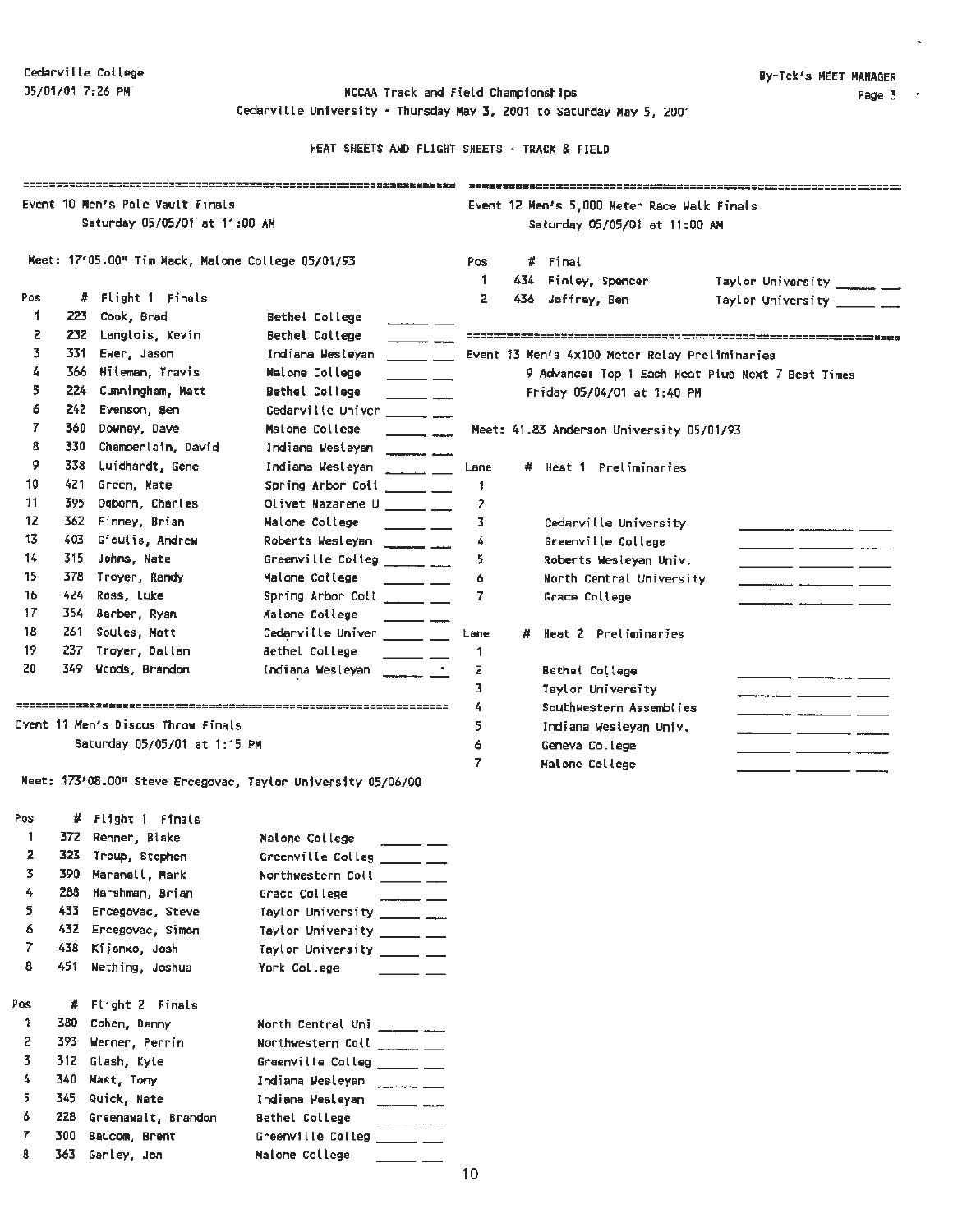Cedarville College
05/01/01 7:26 PM

NCCAA Track and Field Championships
Cedarville University - Thursday May 3, 2001 to Saturday May 5, 2001

HEAT SHEETS AND FLIGHT SHEETS - TRACK & FIELD

Hy-Tek's MEET MANAGER

## Event 10 Men's Pole Vault Finals

Saturday 05/05/01 at 11:00 AM

Meet: 17'05.00" Tim Mack, Malone College 05/01/93

**Flight 1 Finals**

| Pos | # | Name | School | Mark |
|---|---|---|---|---|
| 1 | 223 | Cook, Brad | Bethel College | ______ __ |
| 2 | 232 | Langlois, Kevin | Bethel College | ______ __ |
| 3 | 331 | Ewer, Jason | Indiana Wesleyan | ______ __ |
| 4 | 366 | Hileman, Travis | Malone College | ______ __ |
| 5 | 224 | Cunningham, Matt | Bethel College | ______ __ |
| 6 | 242 | Evenson, Ben | Cedarville Univer | ______ __ |
| 7 | 360 | Downey, Dave | Malone College | ______ __ |
| 8 | 330 | Chamberlain, David | Indiana Wesleyan | ______ __ |
| 9 | 338 | Luidhardt, Gene | Indiana Wesleyan | ______ __ |
| 10 | 421 | Green, Nate | Spring Arbor Coll | ______ __ |
| 11 | 395 | Ogborn, Charles | Olivet Nazarene U | ______ __ |
| 12 | 362 | Finney, Brian | Malone College | ______ __ |
| 13 | 403 | Gioulis, Andrew | Roberts Wesleyan | ______ __ |
| 14 | 315 | Johns, Nate | Greenville Colleg | ______ __ |
| 15 | 378 | Troyer, Randy | Malone College | ______ __ |
| 16 | 424 | Ross, Luke | Spring Arbor Coll | ______ __ |
| 17 | 354 | Barber, Ryan | Malone College | ______ __ |
| 18 | 261 | Soules, Matt | Cedarville Univer | ______ __ |
| 19 | 237 | Troyer, Dallan | Bethel College | ______ __ |
| 20 | 349 | Woods, Brandon | Indiana Wesleyan | ______ __ |

## Event 11 Men's Discus Throw Finals

Saturday 05/05/01 at 1:15 PM

Meet: 173'08.00" Steve Ercegovac, Taylor University 05/06/00

**Flight 1 Finals**

| Pos | # | Name | School | Mark |
|---|---|---|---|---|
| 1 | 372 | Renner, Blake | Malone College | ______ __ |
| 2 | 323 | Troup, Stephen | Greenville Colleg | ______ __ |
| 3 | 390 | Maranell, Mark | Northwestern Coll | ______ __ |
| 4 | 288 | Harshman, Brian | Grace College | ______ __ |
| 5 | 433 | Ercegovac, Steve | Taylor University | ______ __ |
| 6 | 432 | Ercegovac, Simon | Taylor University | ______ __ |
| 7 | 438 | Kijanko, Josh | Taylor University | ______ __ |
| 8 | 451 | Nething, Joshua | York College | ______ __ |

**Flight 2 Finals**

| Pos | # | Name | School | Mark |
|---|---|---|---|---|
| 1 | 380 | Cohen, Danny | North Central Uni | ______ __ |
| 2 | 393 | Werner, Perrin | Northwestern Coll | ______ __ |
| 3 | 312 | Glash, Kyle | Greenville Colleg | ______ __ |
| 4 | 340 | Mast, Tony | Indiana Wesleyan | ______ __ |
| 5 | 345 | Quick, Nate | Indiana Wesleyan | ______ __ |
| 6 | 228 | Greenawalt, Brandon | Bethel College | ______ __ |
| 7 | 300 | Baucom, Brent | Greenville Colleg | ______ __ |
| 8 | 363 | Ganley, Jon | Malone College | ______ __ |

## Event 12 Men's 5,000 Meter Race Walk Finals

Saturday 05/05/01 at 11:00 AM

| Pos | # | Final | School | Mark |
|---|---|---|---|---|
| 1 | 434 | Finley, Spencer | Taylor University | ______ __ |
| 2 | 436 | Jeffrey, Ben | Taylor University | ______ __ |

## Event 13 Men's 4x100 Meter Relay Preliminaries

9 Advance: Top 1 Each Heat Plus Next 7 Best Times

Friday 05/04/01 at 1:40 PM

Meet: 41.83 Anderson University 05/01/93

**Heat 1 Preliminaries**

| Lane | Team | Time |
|---|---|---|
| 1 | | |
| 2 | | |
| 3 | Cedarville University | ______ ______ ____ |
| 4 | Greenville College | ______ ______ ____ |
| 5 | Roberts Wesleyan Univ. | ______ ______ ____ |
| 6 | North Central University | ______ ______ ____ |
| 7 | Grace College | ______ ______ ____ |

**Heat 2 Preliminaries**

| Lane | Team | Time |
|---|---|---|
| 1 | | |
| 2 | Bethel College | ______ ______ ____ |
| 3 | Taylor University | ______ ______ ____ |
| 4 | Southwestern Assemblies | ______ ______ ____ |
| 5 | Indiana Wesleyan Univ. | ______ ______ ____ |
| 6 | Geneva College | ______ ______ ____ |
| 7 | Malone College | ______ ______ ____ |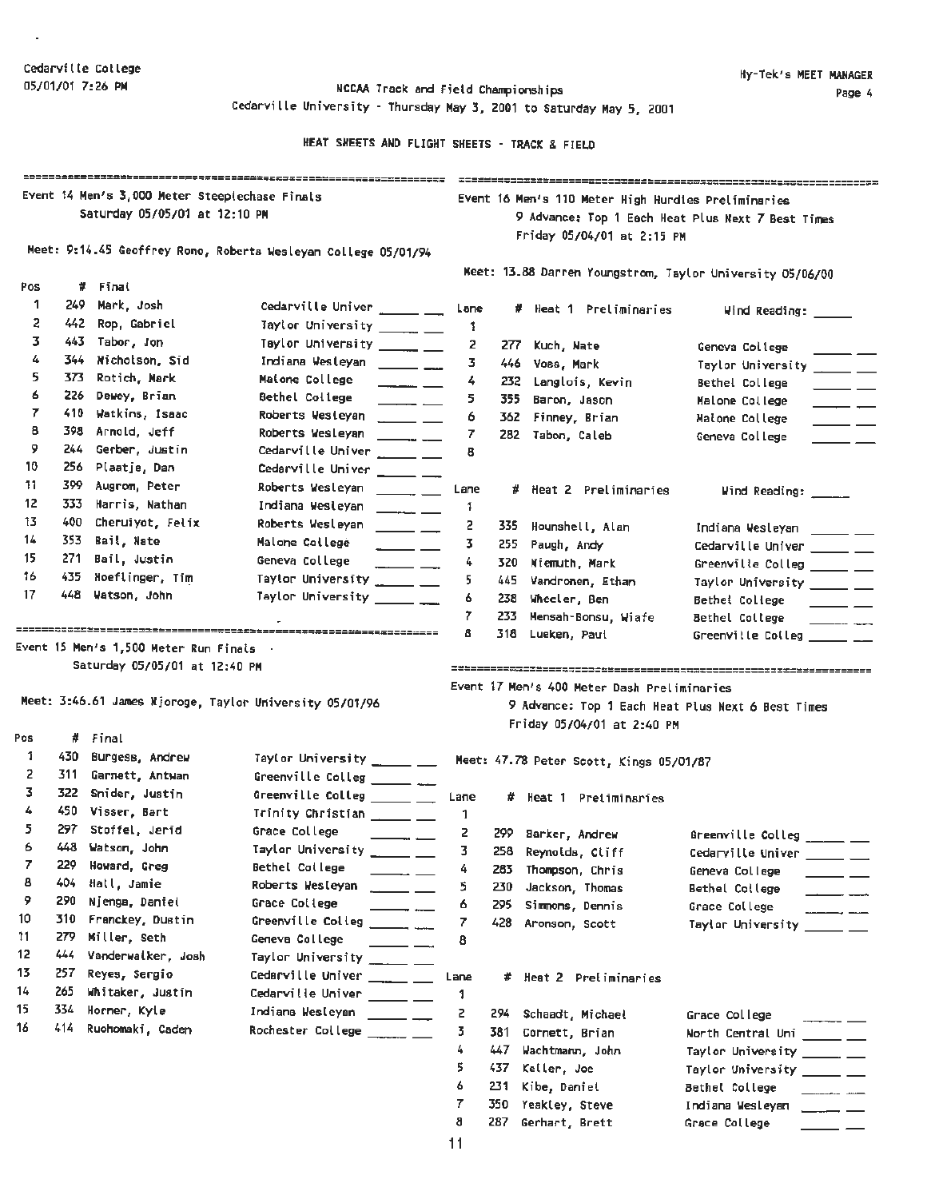Cedarville College
05/01/01 7:26 PM

Hy-Tek's MEET MANAGER

NCCAA Track and Field Championships
Cedarville University - Thursday May 3, 2001 to Saturday May 5, 2001

HEAT SHEETS AND FLIGHT SHEETS - TRACK & FIELD

## Event 14 Men's 3,000 Meter Steeplechase Finals

Saturday 05/05/01 at 12:10 PM

Meet: 9:14.45 Geoffrey Rono, Roberts Wesleyan College 05/01/94

| Pos | # | Final | |
|---|---|---|---|
| 1 | 249 | Mark, Josh | Cedarville Univer |
| 2 | 442 | Rop, Gabriel | Taylor University |
| 3 | 443 | Tabor, Jon | Taylor University |
| 4 | 344 | Nicholson, Sid | Indiana Wesleyan |
| 5 | 373 | Rotich, Mark | Malone College |
| 6 | 226 | Dewey, Brian | Bethel College |
| 7 | 410 | Watkins, Isaac | Roberts Wesleyan |
| 8 | 398 | Arnold, Jeff | Roberts Wesleyan |
| 9 | 244 | Gerber, Justin | Cedarville Univer |
| 10 | 256 | Plaatje, Dan | Cedarville Univer |
| 11 | 399 | Augrom, Peter | Roberts Wesleyan |
| 12 | 333 | Harris, Nathan | Indiana Wesleyan |
| 13 | 400 | Cheruiyot, Felix | Roberts Wesleyan |
| 14 | 353 | Bail, Nate | Malone College |
| 15 | 271 | Bail, Justin | Geneva College |
| 16 | 435 | Hoeflinger, Tim | Taylor University |
| 17 | 448 | Watson, John | Taylor University |

## Event 15 Men's 1,500 Meter Run Finals

Saturday 05/05/01 at 12:40 PM

Meet: 3:46.61 James Njoroge, Taylor University 05/01/96

| Pos | # | Final | |
|---|---|---|---|
| 1 | 430 | Burgess, Andrew | Taylor University |
| 2 | 311 | Garnett, Antwan | Greenville Colleg |
| 3 | 322 | Snider, Justin | Greenville Colleg |
| 4 | 450 | Visser, Bart | Trinity Christian |
| 5 | 297 | Stoffel, Jerid | Grace College |
| 6 | 448 | Watson, John | Taylor University |
| 7 | 229 | Howard, Greg | Bethel College |
| 8 | 404 | Hall, Jamie | Roberts Wesleyan |
| 9 | 290 | Njenga, Daniel | Grace College |
| 10 | 310 | Franckey, Dustin | Greenville Colleg |
| 11 | 279 | Miller, Seth | Geneva College |
| 12 | 444 | Vanderwalker, Josh | Taylor University |
| 13 | 257 | Reyes, Sergio | Cedarville Univer |
| 14 | 265 | Whitaker, Justin | Cedarville Univer |
| 15 | 334 | Horner, Kyle | Indiana Wesleyan |
| 16 | 414 | Ruohomaki, Caden | Rochester College |

## Event 16 Men's 110 Meter High Hurdles Preliminaries

9 Advance: Top 1 Each Heat Plus Next 7 Best Times
Friday 05/04/01 at 2:15 PM

Meet: 13.88 Darren Youngstrom, Taylor University 05/06/00

Heat 1 Preliminaries — Wind Reading: _____

| Lane | # | Heat 1 Preliminaries | |
|---|---|---|---|
| 1 | | | |
| 2 | 277 | Kuch, Nate | Geneva College |
| 3 | 446 | Voss, Mark | Taylor University |
| 4 | 232 | Langlois, Kevin | Bethel College |
| 5 | 355 | Baron, Jason | Malone College |
| 6 | 362 | Finney, Brian | Malone College |
| 7 | 282 | Tabon, Caleb | Geneva College |
| 8 | | | |

Heat 2 Preliminaries — Wind Reading: _____

| Lane | # | Heat 2 Preliminaries | |
|---|---|---|---|
| 1 | | | |
| 2 | 335 | Hounshell, Alan | Indiana Wesleyan |
| 3 | 255 | Paugh, Andy | Cedarville Univer |
| 4 | 320 | Niemuth, Mark | Greenville Colleg |
| 5 | 445 | Vandronen, Ethan | Taylor University |
| 6 | 238 | Wheeler, Ben | Bethel College |
| 7 | 233 | Mensah-Bonsu, Wiafe | Bethel College |
| 8 | 318 | Lueken, Paul | Greenville Colleg |

## Event 17 Men's 400 Meter Dash Preliminaries

9 Advance: Top 1 Each Heat Plus Next 6 Best Times
Friday 05/04/01 at 2:40 PM

Meet: 47.78 Peter Scott, Kings 05/01/87

| Lane | # | Heat 1 Preliminaries | |
|---|---|---|---|
| 1 | | | |
| 2 | 299 | Barker, Andrew | Greenville Colleg |
| 3 | 258 | Reynolds, Cliff | Cedarville Univer |
| 4 | 283 | Thompson, Chris | Geneva College |
| 5 | 230 | Jackson, Thomas | Bethel College |
| 6 | 295 | Simmons, Dennis | Grace College |
| 7 | 428 | Aronson, Scott | Taylor University |
| 8 | | | |

| Lane | # | Heat 2 Preliminaries | |
|---|---|---|---|
| 1 | | | |
| 2 | 294 | Schaadt, Michael | Grace College |
| 3 | 381 | Cornett, Brian | North Central Uni |
| 4 | 447 | Wachtmann, John | Taylor University |
| 5 | 437 | Keller, Joe | Taylor University |
| 6 | 231 | Kibe, Daniel | Bethel College |
| 7 | 350 | Yeakley, Steve | Indiana Wesleyan |
| 8 | 287 | Gerhart, Brett | Grace College |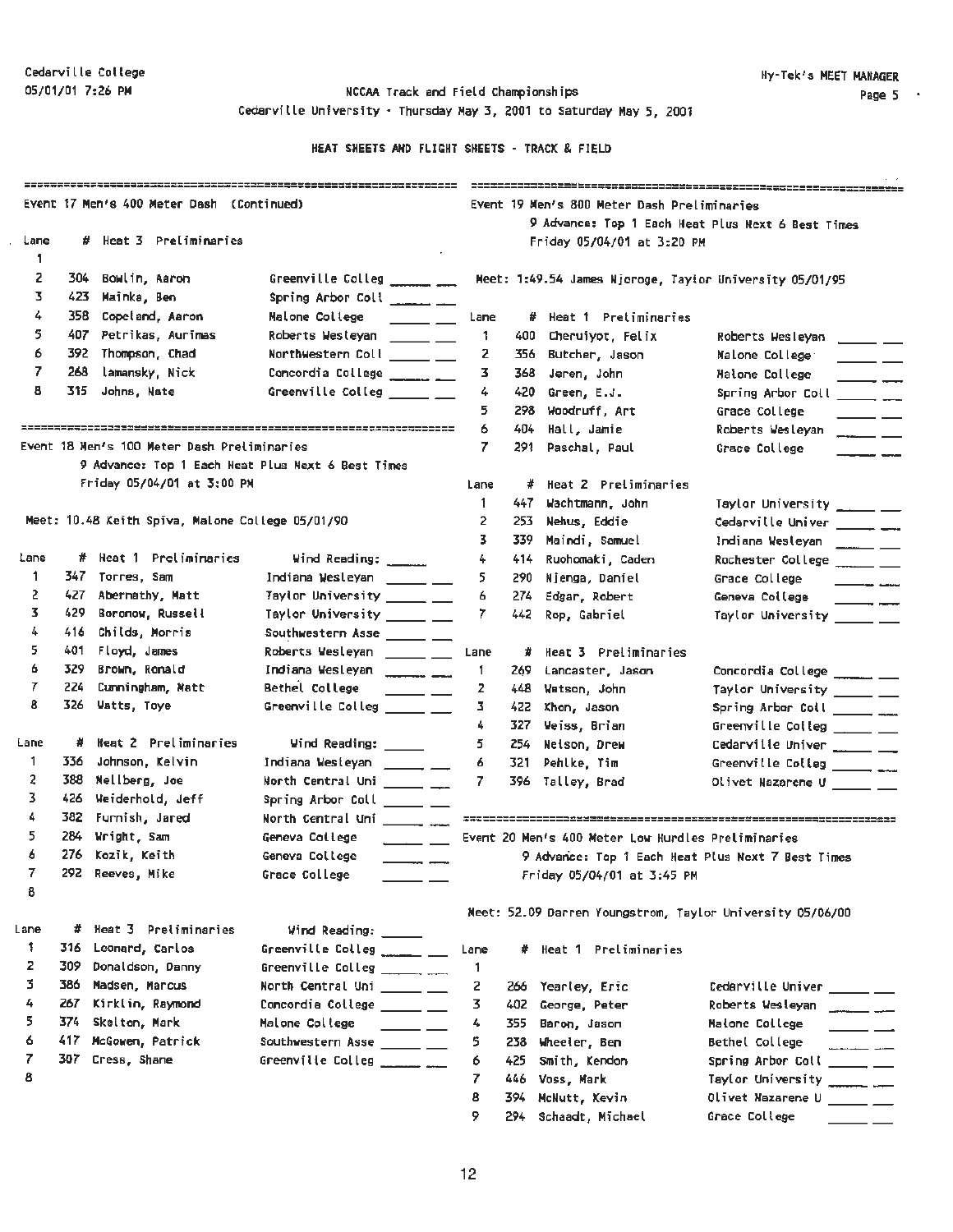HEAT SHEETS AND FLIGHT SHEETS - TRACK & FIELD

## Event 17 Men's 400 Meter Dash (Continued)

**Heat 3 Preliminaries**

| Lane | # | Name | School |
|---|---|---|---|
| 1 | | | |
| 2 | 304 | Bowlin, Aaron | Greenville Colleg |
| 3 | 423 | Mainka, Ben | Spring Arbor Coll |
| 4 | 358 | Copeland, Aaron | Malone College |
| 5 | 407 | Petrikas, Aurimas | Roberts Wesleyan |
| 6 | 392 | Thompson, Chad | Northwestern Coll |
| 7 | 268 | Lamansky, Nick | Concordia College |
| 8 | 315 | Johns, Nate | Greenville Colleg |

## Event 18 Men's 100 Meter Dash Preliminaries

9 Advance: Top 1 Each Heat Plus Next 6 Best Times
Friday 05/04/01 at 3:00 PM

Meet: 10.48 Keith Spiva, Malone College 05/01/90

**Heat 1 Preliminaries** — Wind Reading: ______

| Lane | # | Name | School |
|---|---|---|---|
| 1 | 347 | Torres, Sam | Indiana Wesleyan |
| 2 | 427 | Abernathy, Matt | Taylor University |
| 3 | 429 | Boronow, Russell | Taylor University |
| 4 | 416 | Childs, Morris | Southwestern Asse |
| 5 | 401 | Floyd, James | Roberts Wesleyan |
| 6 | 329 | Brown, Ronald | Indiana Wesleyan |
| 7 | 224 | Cunningham, Matt | Bethel College |
| 8 | 326 | Watts, Toye | Greenville Colleg |

**Heat 2 Preliminaries** — Wind Reading: ______

| Lane | # | Name | School |
|---|---|---|---|
| 1 | 336 | Johnson, Kelvin | Indiana Wesleyan |
| 2 | 388 | Nellberg, Joe | North Central Uni |
| 3 | 426 | Weiderhold, Jeff | Spring Arbor Coll |
| 4 | 382 | Furnish, Jared | North Central Uni |
| 5 | 284 | Wright, Sam | Geneva College |
| 6 | 276 | Kozik, Keith | Geneva College |
| 7 | 292 | Reeves, Mike | Grace College |
| 8 | | | |

**Heat 3 Preliminaries** — Wind Reading: ______

| Lane | # | Name | School |
|---|---|---|---|
| 1 | 316 | Leonard, Carlos | Greenville Colleg |
| 2 | 309 | Donaldson, Danny | Greenville Colleg |
| 3 | 386 | Madsen, Marcus | North Central Uni |
| 4 | 267 | Kirklin, Raymond | Concordia College |
| 5 | 374 | Skelton, Mark | Malone College |
| 6 | 417 | McGowen, Patrick | Southwestern Asse |
| 7 | 307 | Cress, Shane | Greenville Colleg |
| 8 | | | |

## Event 19 Men's 800 Meter Dash Preliminaries

9 Advance: Top 1 Each Heat Plus Next 6 Best Times
Friday 05/04/01 at 3:20 PM

Meet: 1:49.54 James Njoroge, Taylor University 05/01/95

**Heat 1 Preliminaries**

| Lane | # | Name | School |
|---|---|---|---|
| 1 | 400 | Cheruiyot, Felix | Roberts Wesleyan |
| 2 | 356 | Butcher, Jason | Malone College |
| 3 | 368 | Jeren, John | Malone College |
| 4 | 420 | Green, E.J. | Spring Arbor Coll |
| 5 | 298 | Woodruff, Art | Grace College |
| 6 | 404 | Hall, Jamie | Roberts Wesleyan |
| 7 | 291 | Paschal, Paul | Grace College |

**Heat 2 Preliminaries**

| Lane | # | Name | School |
|---|---|---|---|
| 1 | 447 | Wachtmann, John | Taylor University |
| 2 | 253 | Nehus, Eddie | Cedarville Univer |
| 3 | 339 | Maindi, Samuel | Indiana Wesleyan |
| 4 | 414 | Ruohomaki, Caden | Rochester College |
| 5 | 290 | Njenga, Daniel | Grace College |
| 6 | 274 | Edgar, Robert | Geneva College |
| 7 | 442 | Rop, Gabriel | Taylor University |

**Heat 3 Preliminaries**

| Lane | # | Name | School |
|---|---|---|---|
| 1 | 269 | Lancaster, Jason | Concordia College |
| 2 | 448 | Watson, John | Taylor University |
| 3 | 422 | Khon, Jason | Spring Arbor Coll |
| 4 | 327 | Weiss, Brian | Greenville Colleg |
| 5 | 254 | Nelson, Drew | Cedarville Univer |
| 6 | 321 | Pehlke, Tim | Greenville Colleg |
| 7 | 396 | Talley, Brad | Olivet Nazarene U |

## Event 20 Men's 400 Meter Low Hurdles Preliminaries

9 Advance: Top 1 Each Heat Plus Next 7 Best Times
Friday 05/04/01 at 3:45 PM

Meet: 52.09 Darren Youngstrom, Taylor University 05/06/00

**Heat 1 Preliminaries**

| Lane | # | Name | School |
|---|---|---|---|
| 1 | | | |
| 2 | 266 | Yearley, Eric | Cedarville Univer |
| 3 | 402 | George, Peter | Roberts Wesleyan |
| 4 | 355 | Baron, Jason | Malone College |
| 5 | 238 | Wheeler, Ben | Bethel College |
| 6 | 425 | Smith, Kendon | Spring Arbor Coll |
| 7 | 446 | Voss, Mark | Taylor University |
| 8 | 394 | McNutt, Kevin | Olivet Nazarene U |
| 9 | 294 | Schaadt, Michael | Grace College |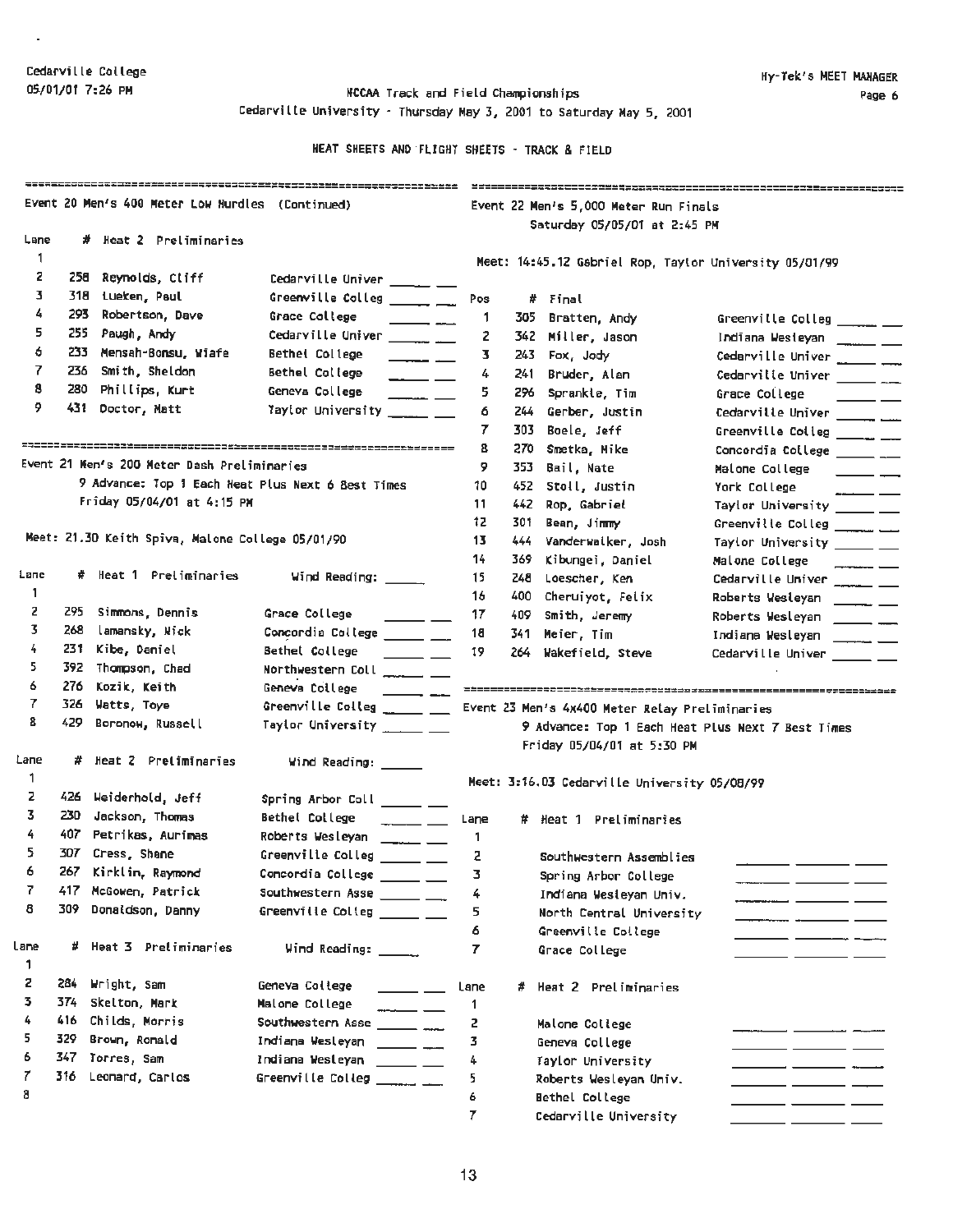Cedarville College
05/01/01 7:26 PM

Hy-Tek's MEET MANAGER

NCCAA Track and Field Championships
Cedarville University - Thursday May 3, 2001 to Saturday May 5, 2001

HEAT SHEETS AND FLIGHT SHEETS - TRACK & FIELD

## Event 20 Men's 400 Meter Low Hurdles (Continued)

| Lane | # | Heat 2 Preliminaries | |
|---|---|---|---|
| 1 | | | |
| 2 | 258 | Reynolds, Cliff | Cedarville Univer |
| 3 | 318 | Lueken, Paul | Greenville Colleg |
| 4 | 293 | Robertson, Dave | Grace College |
| 5 | 255 | Paugh, Andy | Cedarville Univer |
| 6 | 233 | Mensah-Bonsu, Wiafe | Bethel College |
| 7 | 236 | Smith, Sheldon | Bethel College |
| 8 | 280 | Phillips, Kurt | Geneva College |
| 9 | 431 | Doctor, Matt | Taylor University |

## Event 21 Men's 200 Meter Dash Preliminaries

9 Advance: Top 1 Each Heat Plus Next 6 Best Times
Friday 05/04/01 at 4:15 PM

Meet: 21.30 Keith Spiva, Malone College 05/01/90

| Lane | # | Heat 1 Preliminaries | Wind Reading: |
|---|---|---|---|
| 1 | | | |
| 2 | 295 | Simmons, Dennis | Grace College |
| 3 | 268 | Lamansky, Nick | Concordia College |
| 4 | 231 | Kibe, Daniel | Bethel College |
| 5 | 392 | Thompson, Chad | Northwestern Coll |
| 6 | 276 | Kozik, Keith | Geneva College |
| 7 | 326 | Watts, Toye | Greenville Colleg |
| 8 | 429 | Boronow, Russell | Taylor University |

| Lane | # | Heat 2 Preliminaries | Wind Reading: |
|---|---|---|---|
| 1 | | | |
| 2 | 426 | Weiderhold, Jeff | Spring Arbor Coll |
| 3 | 230 | Jackson, Thomas | Bethel College |
| 4 | 407 | Petrikas, Aurimas | Roberts Wesleyan |
| 5 | 307 | Cress, Shane | Greenville Colleg |
| 6 | 267 | Kirklin, Raymond | Concordia College |
| 7 | 417 | McGowen, Patrick | Southwestern Asse |
| 8 | 309 | Donaldson, Danny | Greenville Colleg |

| Lane | # | Heat 3 Preliminaries | Wind Reading: |
|---|---|---|---|
| 1 | | | |
| 2 | 284 | Wright, Sam | Geneva College |
| 3 | 374 | Skelton, Mark | Malone College |
| 4 | 416 | Childs, Morris | Southwestern Asse |
| 5 | 329 | Brown, Ronald | Indiana Wesleyan |
| 6 | 347 | Torres, Sam | Indiana Wesleyan |
| 7 | 316 | Leonard, Carlos | Greenville Colleg |
| 8 | | | |

## Event 22 Men's 5,000 Meter Run Finals

Saturday 05/05/01 at 2:45 PM

Meet: 14:45.12 Gabriel Rop, Taylor University 05/01/99

| Pos | # | Final | |
|---|---|---|---|
| 1 | 305 | Bratten, Andy | Greenville Colleg |
| 2 | 342 | Miller, Jason | Indiana Wesleyan |
| 3 | 243 | Fox, Jody | Cedarville Univer |
| 4 | 241 | Bruder, Alan | Cedarville Univer |
| 5 | 296 | Sprankle, Tim | Grace College |
| 6 | 244 | Gerber, Justin | Cedarville Univer |
| 7 | 303 | Boele, Jeff | Greenville Colleg |
| 8 | 270 | Smetka, Mike | Concordia College |
| 9 | 353 | Bail, Nate | Malone College |
| 10 | 452 | Stoll, Justin | York College |
| 11 | 442 | Rop, Gabriel | Taylor University |
| 12 | 301 | Bean, Jimmy | Greenville Colleg |
| 13 | 444 | Vanderwalker, Josh | Taylor University |
| 14 | 369 | Kibungei, Daniel | Malone College |
| 15 | 248 | Loescher, Ken | Cedarville Univer |
| 16 | 400 | Cheruiyot, Felix | Roberts Wesleyan |
| 17 | 409 | Smith, Jeremy | Roberts Wesleyan |
| 18 | 341 | Meier, Tim | Indiana Wesleyan |
| 19 | 264 | Wakefield, Steve | Cedarville Univer |

## Event 23 Men's 4x400 Meter Relay Preliminaries

9 Advance: Top 1 Each Heat Plus Next 7 Best Times
Friday 05/04/01 at 5:30 PM

Meet: 3:16.03 Cedarville University 05/08/99

| Lane | # | Heat 1 Preliminaries |
|---|---|---|
| 1 | | |
| 2 | | Southwestern Assemblies |
| 3 | | Spring Arbor College |
| 4 | | Indiana Wesleyan Univ. |
| 5 | | North Central University |
| 6 | | Greenville College |
| 7 | | Grace College |

| Lane | # | Heat 2 Preliminaries |
|---|---|---|
| 1 | | |
| 2 | | Malone College |
| 3 | | Geneva College |
| 4 | | Taylor University |
| 5 | | Roberts Wesleyan Univ. |
| 6 | | Bethel College |
| 7 | | Cedarville University |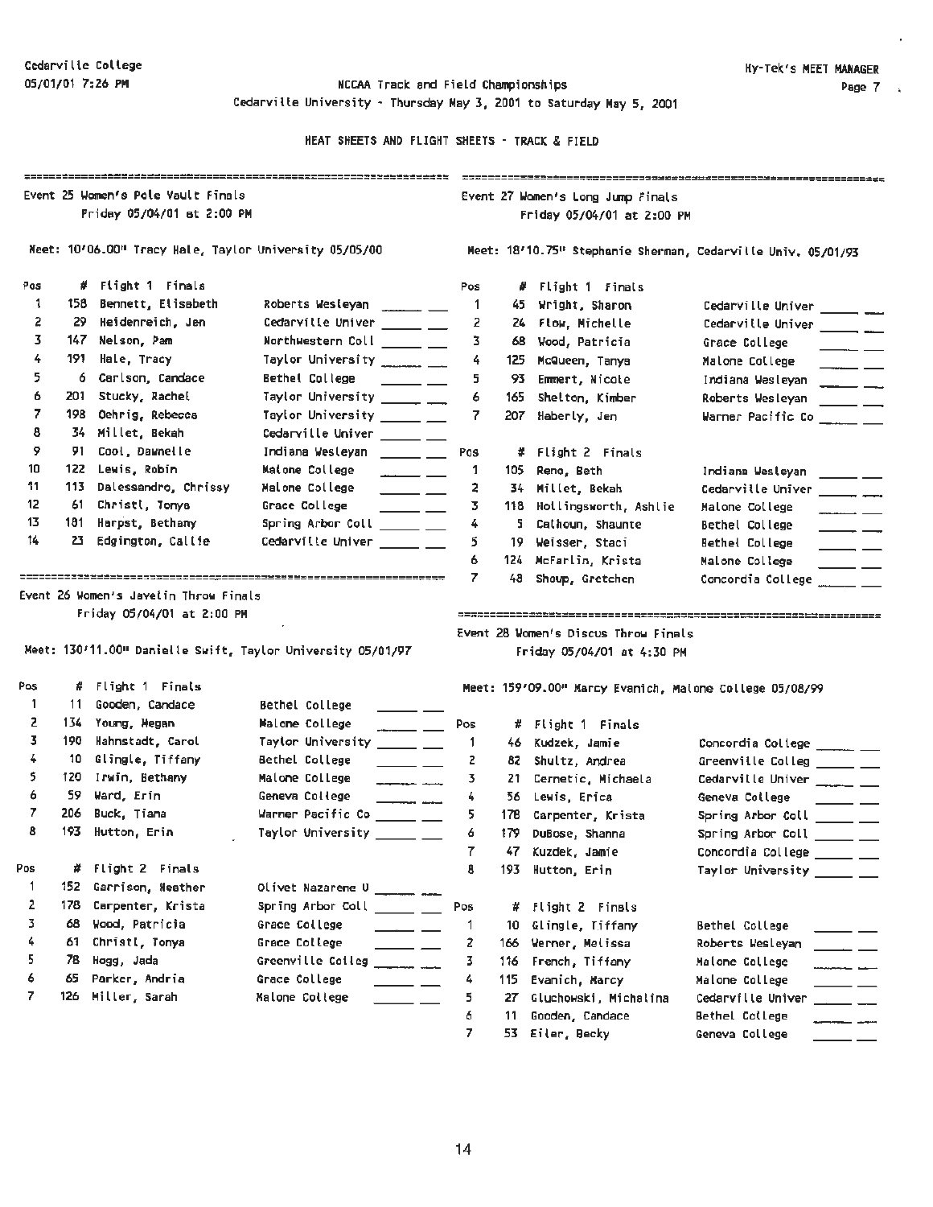Cedarville College
05/01/01 7:26 PM

Hy-Tek's MEET MANAGER

# NCCAA Track and Field Championships

Cedarville University - Thursday May 3, 2001 to Saturday May 5, 2001

## HEAT SHEETS AND FLIGHT SHEETS - TRACK & FIELD

### Event 25 Women's Pole Vault Finals

Friday 05/04/01 at 2:00 PM

Meet: 10'06.00" Tracy Hale, Taylor University 05/05/00

**Flight 1 Finals**

| Pos | # | Name | School | |
|---|---|---|---|---|
| 1 | 158 | Bennett, Elisabeth | Roberts Wesleyan | ______ __ |
| 2 | 29 | Heidenreich, Jen | Cedarville Univer | ______ __ |
| 3 | 147 | Nelson, Pam | Northwestern Coll | ______ __ |
| 4 | 191 | Hale, Tracy | Taylor University | ______ __ |
| 5 | 6 | Carlson, Candace | Bethel College | ______ __ |
| 6 | 201 | Stucky, Rachel | Taylor University | ______ __ |
| 7 | 198 | Oehrig, Rebecca | Taylor University | ______ __ |
| 8 | 34 | Millet, Bekah | Cedarville Univer | ______ __ |
| 9 | 91 | Cool, Dawnelle | Indiana Wesleyan | ______ __ |
| 10 | 122 | Lewis, Robin | Malone College | ______ __ |
| 11 | 113 | Dalessandro, Chrissy | Malone College | ______ __ |
| 12 | 61 | Christl, Tonya | Grace College | ______ __ |
| 13 | 181 | Harpst, Bethany | Spring Arbor Coll | ______ __ |
| 14 | 23 | Edgington, Callie | Cedarville Univer | ______ __ |

### Event 26 Women's Javelin Throw Finals

Friday 05/04/01 at 2:00 PM

Meet: 130'11.00" Danielle Swift, Taylor University 05/01/97

**Flight 1 Finals**

| Pos | # | Name | School | |
|---|---|---|---|---|
| 1 | 11 | Gooden, Candace | Bethel College | ______ __ |
| 2 | 134 | Young, Megan | Malone College | ______ __ |
| 3 | 190 | Hahnstadt, Carol | Taylor University | ______ __ |
| 4 | 10 | Glingle, Tiffany | Bethel College | ______ __ |
| 5 | 120 | Irwin, Bethany | Malone College | ______ __ |
| 6 | 59 | Ward, Erin | Geneva College | ______ __ |
| 7 | 206 | Buck, Tiana | Warner Pacific Co | ______ __ |
| 8 | 193 | Hutton, Erin | Taylor University | ______ __ |

**Flight 2 Finals**

| Pos | # | Name | School | |
|---|---|---|---|---|
| 1 | 152 | Garrison, Heather | Olivet Nazarene U | ______ __ |
| 2 | 178 | Carpenter, Krista | Spring Arbor Coll | ______ __ |
| 3 | 68 | Wood, Patricia | Grace College | ______ __ |
| 4 | 61 | Christl, Tonya | Grace College | ______ __ |
| 5 | 78 | Hogg, Jada | Greenville Colleg | ______ __ |
| 6 | 65 | Parker, Andria | Grace College | ______ __ |
| 7 | 126 | Miller, Sarah | Malone College | ______ __ |

### Event 27 Women's Long Jump Finals

Friday 05/04/01 at 2:00 PM

Meet: 18'10.75" Stephanie Sherman, Cedarville Univ. 05/01/93

**Flight 1 Finals**

| Pos | # | Name | School | |
|---|---|---|---|---|
| 1 | 45 | Wright, Sharon | Cedarville Univer | ______ __ |
| 2 | 24 | Flow, Michelle | Cedarville Univer | ______ __ |
| 3 | 68 | Wood, Patricia | Grace College | ______ __ |
| 4 | 125 | McQueen, Tanya | Malone College | ______ __ |
| 5 | 93 | Emmert, Nicole | Indiana Wesleyan | ______ __ |
| 6 | 165 | Shelton, Kimber | Roberts Wesleyan | ______ __ |
| 7 | 207 | Haberly, Jen | Warner Pacific Co | ______ __ |

**Flight 2 Finals**

| Pos | # | Name | School | |
|---|---|---|---|---|
| 1 | 105 | Reno, Beth | Indiana Wesleyan | ______ __ |
| 2 | 34 | Millet, Bekah | Cedarville Univer | ______ __ |
| 3 | 118 | Hollingsworth, Ashlie | Malone College | ______ __ |
| 4 | 5 | Calhoun, Shaunte | Bethel College | ______ __ |
| 5 | 19 | Weisser, Staci | Bethel College | ______ __ |
| 6 | 124 | McFarlin, Krista | Malone College | ______ __ |
| 7 | 48 | Shoup, Gretchen | Concordia College | ______ __ |

### Event 28 Women's Discus Throw Finals

Friday 05/04/01 at 4:30 PM

Meet: 159'09.00" Marcy Evanich, Malone College 05/08/99

**Flight 1 Finals**

| Pos | # | Name | School | |
|---|---|---|---|---|
| 1 | 46 | Kudzek, Jamie | Concordia College | ______ __ |
| 2 | 82 | Shultz, Andrea | Greenville Colleg | ______ __ |
| 3 | 21 | Cernetic, Michaela | Cedarville Univer | ______ __ |
| 4 | 56 | Lewis, Erica | Geneva College | ______ __ |
| 5 | 178 | Carpenter, Krista | Spring Arbor Coll | ______ __ |
| 6 | 179 | DuBose, Shanna | Spring Arbor Coll | ______ __ |
| 7 | 47 | Kuzdek, Jamie | Concordia College | ______ __ |
| 8 | 193 | Hutton, Erin | Taylor University | ______ __ |

**Flight 2 Finals**

| Pos | # | Name | School | |
|---|---|---|---|---|
| 1 | 10 | Glingle, Tiffany | Bethel College | ______ __ |
| 2 | 166 | Werner, Melissa | Roberts Wesleyan | ______ __ |
| 3 | 116 | French, Tiffany | Malone College | ______ __ |
| 4 | 115 | Evanich, Marcy | Malone College | ______ __ |
| 5 | 27 | Gluchowski, Michalina | Cedarville Univer | ______ __ |
| 6 | 11 | Gooden, Candace | Bethel College | ______ __ |
| 7 | 53 | Eiler, Becky | Geneva College | ______ __ |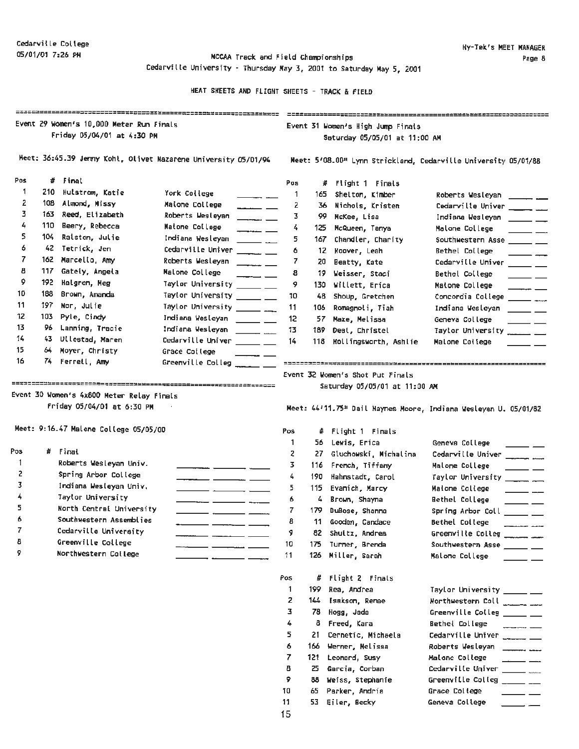Cedarville College
05/01/01 7:26 PM

Hy-Tek's MEET MANAGER

NCCAA Track and Field Championships
Cedarville University - Thursday May 3, 2001 to Saturday May 5, 2001

HEAT SHEETS AND FLIGHT SHEETS - TRACK & FIELD

## Event 29 Women's 10,000 Meter Run Finals

Friday 05/04/01 at 4:30 PM

Meet: 36:45.39 Jenny Kohl, Olivet Nazarene University 05/01/94

| Pos | # | Final | |
|---|---|---|---|
| 1 | 210 | Hulstrom, Katie | York College |
| 2 | 108 | Almond, Missy | Malone College |
| 3 | 163 | Reed, Elizabeth | Roberts Wesleyan |
| 4 | 110 | Beery, Rebecca | Malone College |
| 5 | 104 | Ralston, Julie | Indiana Wesleyan |
| 6 | 42 | Tetrick, Jen | Cedarville Univer |
| 7 | 162 | Marcello, Amy | Roberts Wesleyan |
| 8 | 117 | Gately, Angela | Malone College |
| 9 | 192 | Halgren, Meg | Taylor University |
| 10 | 188 | Brown, Amanda | Taylor University |
| 11 | 197 | Nor, Julie | Taylor University |
| 12 | 103 | Pyle, Cindy | Indiana Wesleyan |
| 13 | 96 | Lanning, Tracie | Indiana Wesleyan |
| 14 | 43 | Ullestad, Maren | Cedarville Univer |
| 15 | 64 | Moyer, Christy | Grace College |
| 16 | 74 | Ferrell, Amy | Greenville Colleg |

## Event 30 Women's 4x800 Meter Relay Finals

Friday 05/04/01 at 6:30 PM

Meet: 9:16.47 Malone College 05/05/00

| Pos | # | Final |
|---|---|---|
| 1 | | Roberts Wesleyan Univ. |
| 2 | | Spring Arbor College |
| 3 | | Indiana Wesleyan Univ. |
| 4 | | Taylor University |
| 5 | | North Central University |
| 6 | | Southwestern Assemblies |
| 7 | | Cedarville University |
| 8 | | Greenville College |
| 9 | | Northwestern College |

## Event 31 Women's High Jump Finals

Saturday 05/05/01 at 11:00 AM

Meet: 5'08.00" Lynn Strickland, Cedarville University 05/01/88

| Pos | # | Flight 1 Finals | |
|---|---|---|---|
| 1 | 165 | Shelton, Kimber | Roberts Wesleyan |
| 2 | 36 | Nichols, Kristen | Cedarville Univer |
| 3 | 99 | McKee, Lisa | Indiana Wesleyan |
| 4 | 125 | McQueen, Tanya | Malone College |
| 5 | 167 | Chandler, Charity | Southwestern Asse |
| 6 | 12 | Hoover, Leah | Bethel College |
| 7 | 20 | Beatty, Kate | Cedarville Univer |
| 8 | 19 | Weisser, Staci | Bethel College |
| 9 | 130 | Willett, Erica | Malone College |
| 10 | 48 | Shoup, Gretchen | Concordia College |
| 11 | 106 | Romagnoli, Tiah | Indiana Wesleyan |
| 12 | 57 | Maze, Melissa | Geneva College |
| 13 | 189 | Deal, Christel | Taylor University |
| 14 | 118 | Hollingsworth, Ashlie | Malone College |

## Event 32 Women's Shot Put Finals

Saturday 05/05/01 at 11:00 AM

Meet: 44'11.75" Dail Haynes Moore, Indiana Wesleyan U. 05/01/82

| Pos | # | Flight 1 Finals | |
|---|---|---|---|
| 1 | 56 | Lewis, Erica | Geneva College |
| 2 | 27 | Gluchowski, Michalina | Cedarville Univer |
| 3 | 116 | French, Tiffany | Malone College |
| 4 | 190 | Hahnstadt, Carol | Taylor University |
| 5 | 115 | Evanich, Marcy | Malone College |
| 6 | 4 | Brown, Shayna | Bethel College |
| 7 | 179 | DuBose, Shanna | Spring Arbor Coll |
| 8 | 11 | Gooden, Candace | Bethel College |
| 9 | 82 | Shultz, Andrea | Greenville Colleg |
| 10 | 175 | Turner, Brenda | Southwestern Asse |
| 11 | 126 | Miller, Sarah | Malone College |

| Pos | # | Flight 2 Finals | |
|---|---|---|---|
| 1 | 199 | Rea, Andrea | Taylor University |
| 2 | 144 | Isakson, Renae | Northwestern Coll |
| 3 | 78 | Hogg, Jada | Greenville Colleg |
| 4 | 8 | Freed, Kara | Bethel College |
| 5 | 21 | Cernetic, Michaela | Cedarville Univer |
| 6 | 166 | Werner, Melissa | Roberts Wesleyan |
| 7 | 121 | Leonard, Susy | Malone College |
| 8 | 25 | Garcia, Corban | Cedarville Univer |
| 9 | 88 | Weiss, Stephanie | Greenville Colleg |
| 10 | 65 | Parker, Andria | Grace College |
| 11 | 53 | Eiler, Becky | Geneva College |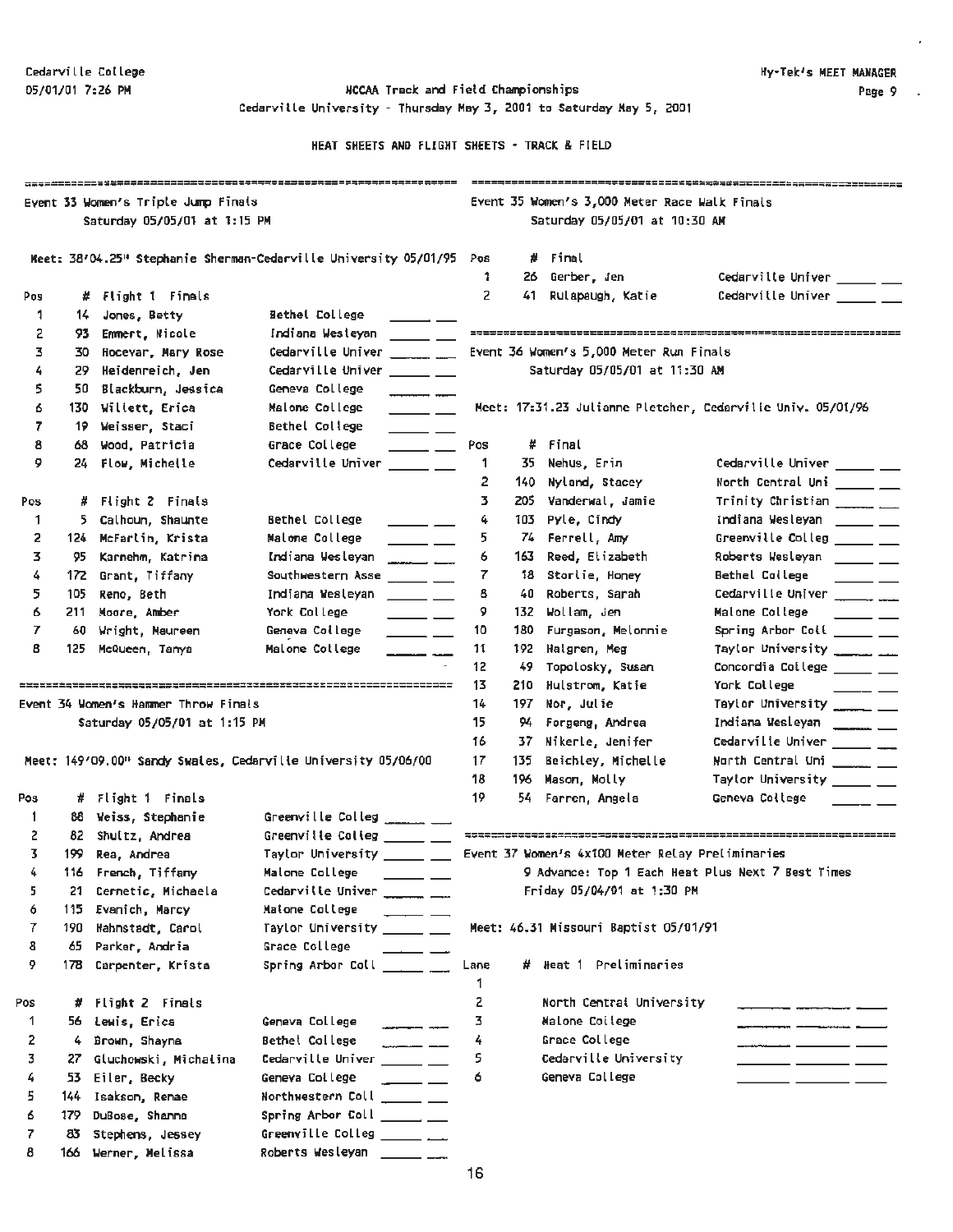Cedarville College
05/01/01 7:26 PM

NCCAA Track and Field Championships
Cedarville University - Thursday May 3, 2001 to Saturday May 5, 2001

HEAT SHEETS AND FLIGHT SHEETS - TRACK & FIELD

## Event 33 Women's Triple Jump Finals

Saturday 05/05/01 at 1:15 PM

Meet: 38'04.25" Stephanie Sherman-Cedarville University 05/01/95

| Pos | # | Flight 1 Finals | School | |
|---|---|---|---|---|
| 1 | 14 | Jones, Betty | Bethel College | ______ ___ |
| 2 | 93 | Emmert, Nicole | Indiana Wesleyan | ______ ___ |
| 3 | 30 | Hocevar, Mary Rose | Cedarville Univer | ______ ___ |
| 4 | 29 | Heidenreich, Jen | Cedarville Univer | ______ ___ |
| 5 | 50 | Blackburn, Jessica | Geneva College | ______ ___ |
| 6 | 130 | Willett, Erica | Malone College | ______ ___ |
| 7 | 19 | Weisser, Staci | Bethel College | ______ ___ |
| 8 | 68 | Wood, Patricia | Grace College | ______ ___ |
| 9 | 24 | Flow, Michelle | Cedarville Univer | ______ ___ |

| Pos | # | Flight 2 Finals | School | |
|---|---|---|---|---|
| 1 | 5 | Calhoun, Shaunte | Bethel College | ______ ___ |
| 2 | 124 | McFarlin, Krista | Malone College | ______ ___ |
| 3 | 95 | Karnehm, Katrina | Indiana Wesleyan | ______ ___ |
| 4 | 172 | Grant, Tiffany | Southwestern Asse | ______ ___ |
| 5 | 105 | Reno, Beth | Indiana Wesleyan | ______ ___ |
| 6 | 211 | Moore, Amber | York College | ______ ___ |
| 7 | 60 | Wright, Maureen | Geneva College | ______ ___ |
| 8 | 125 | McQueen, Tanya | Malone College | ______ ___ |

## Event 34 Women's Hammer Throw Finals

Saturday 05/05/01 at 1:15 PM

Meet: 149'09.00" Sandy Swales, Cedarville University 05/06/00

| Pos | # | Flight 1 Finals | School | |
|---|---|---|---|---|
| 1 | 88 | Weiss, Stephanie | Greenville Colleg | ______ ___ |
| 2 | 82 | Shultz, Andrea | Greenville Colleg | ______ ___ |
| 3 | 199 | Rea, Andrea | Taylor University | ______ ___ |
| 4 | 116 | French, Tiffany | Malone College | ______ ___ |
| 5 | 21 | Cernetic, Michaela | Cedarville Univer | ______ ___ |
| 6 | 115 | Evanich, Marcy | Malone College | ______ ___ |
| 7 | 190 | Mahnstadt, Carol | Taylor University | ______ ___ |
| 8 | 65 | Parker, Andria | Grace College | ______ ___ |
| 9 | 178 | Carpenter, Krista | Spring Arbor Coll | ______ ___ |

| Pos | # | Flight 2 Finals | School | |
|---|---|---|---|---|
| 1 | 56 | Lewis, Erica | Geneva College | ______ ___ |
| 2 | 4 | Brown, Shayna | Bethel College | ______ ___ |
| 3 | 27 | Gluchowski, Michalina | Cedarville Univer | ______ ___ |
| 4 | 53 | Eiler, Becky | Geneva College | ______ ___ |
| 5 | 144 | Isakson, Renae | Northwestern Coll | ______ ___ |
| 6 | 179 | DuBose, Shanna | Spring Arbor Coll | ______ ___ |
| 7 | 83 | Stephens, Jessey | Greenville Colleg | ______ ___ |
| 8 | 166 | Werner, Melissa | Roberts Wesleyan | ______ ___ |

## Event 35 Women's 3,000 Meter Race Walk Finals

Saturday 05/05/01 at 10:30 AM

| Pos | # | Final | School | |
|---|---|---|---|---|
| 1 | 26 | Gerber, Jen | Cedarville Univer | ______ ___ |
| 2 | 41 | Rulapaugh, Katie | Cedarville Univer | ______ ___ |

## Event 36 Women's 5,000 Meter Run Finals

Saturday 05/05/01 at 11:30 AM

Meet: 17:31.23 Julianne Pletcher, Cedarville Univ. 05/01/96

| Pos | # | Final | School | |
|---|---|---|---|---|
| 1 | 35 | Nehus, Erin | Cedarville Univer | ______ ___ |
| 2 | 140 | Nylund, Stacey | North Central Uni | ______ ___ |
| 3 | 205 | Vanderwal, Jamie | Trinity Christian | ______ ___ |
| 4 | 103 | Pyle, Cindy | Indiana Wesleyan | ______ ___ |
| 5 | 74 | Ferrell, Amy | Greenville Colleg | ______ ___ |
| 6 | 163 | Reed, Elizabeth | Roberts Wesleyan | ______ ___ |
| 7 | 18 | Storlie, Honey | Bethel College | ______ ___ |
| 8 | 40 | Roberts, Sarah | Cedarville Univer | ______ ___ |
| 9 | 132 | Wollam, Jen | Malone College | ______ ___ |
| 10 | 180 | Furgason, Melonnie | Spring Arbor Coll | ______ ___ |
| 11 | 192 | Halgren, Meg | Taylor University | ______ ___ |
| 12 | 49 | Topolosky, Susan | Concordia College | ______ ___ |
| 13 | 210 | Hulstrom, Katie | York College | ______ ___ |
| 14 | 197 | Nor, Julie | Taylor University | ______ ___ |
| 15 | 94 | Forgeng, Andrea | Indiana Wesleyan | ______ ___ |
| 16 | 37 | Nikerle, Jenifer | Cedarville Univer | ______ ___ |
| 17 | 135 | Beichley, Michelle | North Central Uni | ______ ___ |
| 18 | 196 | Mason, Molly | Taylor University | ______ ___ |
| 19 | 54 | Farren, Angela | Geneva College | ______ ___ |

## Event 37 Women's 4x100 Meter Relay Preliminaries

9 Advance: Top 1 Each Heat Plus Next 7 Best Times

Friday 05/04/01 at 1:30 PM

Meet: 46.31 Missouri Baptist 05/01/91

| Lane | # | Heat 1 Preliminaries | |
|---|---|---|---|
| 1 | | | |
| 2 | | North Central University | ________ ________ _____ |
| 3 | | Malone College | ________ ________ _____ |
| 4 | | Grace College | ________ ________ _____ |
| 5 | | Cedarville University | ________ ________ _____ |
| 6 | | Geneva College | ________ ________ _____ |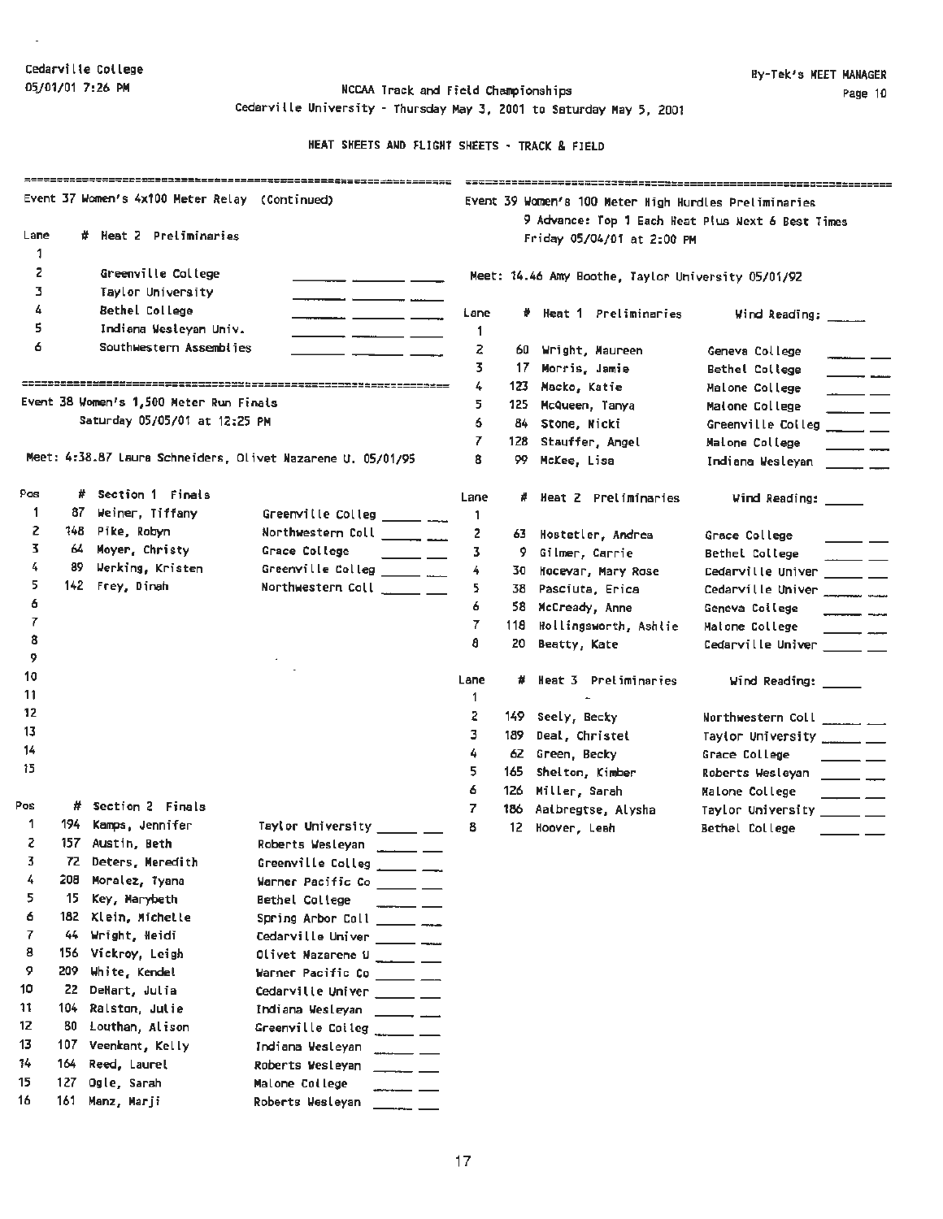Cedarville College
05/01/01 7:26 PM

Hy-Tek's MEET MANAGER

NCCAA Track and Field Championships
Cedarville University - Thursday May 3, 2001 to Saturday May 5, 2001

HEAT SHEETS AND FLIGHT SHEETS - TRACK & FIELD

## Event 37 Women's 4x100 Meter Relay (Continued)

| Lane | # | Heat 2 Preliminaries | |
|---|---|---|---|
| 1 | | | |
| 2 | | Greenville College | _______ _______ ____ |
| 3 | | Taylor University | _______ _______ ____ |
| 4 | | Bethel College | _______ _______ ____ |
| 5 | | Indiana Wesleyan Univ. | _______ _______ ____ |
| 6 | | Southwestern Assemblies | _______ _______ ____ |

## Event 38 Women's 1,500 Meter Run Finals

Saturday 05/05/01 at 12:25 PM

Meet: 4:38.87 Laura Schneiders, Olivet Nazarene U. 05/01/95

| Pos | # | Section 1 Finals | | |
|---|---|---|---|---|
| 1 | 87 | Weiner, Tiffany | Greenville Colleg | _____ ___ |
| 2 | 148 | Pike, Robyn | Northwestern Coll | _____ ___ |
| 3 | 64 | Moyer, Christy | Grace College | _____ ___ |
| 4 | 89 | Werking, Kristen | Greenville Colleg | _____ ___ |
| 5 | 142 | Frey, Dinah | Northwestern Coll | _____ ___ |
| 6 | | | | |
| 7 | | | | |
| 8 | | | | |
| 9 | | | | |
| 10 | | | | |
| 11 | | | | |
| 12 | | | | |
| 13 | | | | |
| 14 | | | | |
| 15 | | | | |

| Pos | # | Section 2 Finals | | |
|---|---|---|---|---|
| 1 | 194 | Kamps, Jennifer | Taylor University | _____ ___ |
| 2 | 157 | Austin, Beth | Roberts Wesleyan | _____ ___ |
| 3 | 72 | Deters, Meredith | Greenville Colleg | _____ ___ |
| 4 | 208 | Moralez, Tyana | Warner Pacific Co | _____ ___ |
| 5 | 15 | Key, Marybeth | Bethel College | _____ ___ |
| 6 | 182 | Klein, Michelle | Spring Arbor Coll | _____ ___ |
| 7 | 44 | Wright, Heidi | Cedarville Univer | _____ ___ |
| 8 | 156 | Vickroy, Leigh | Olivet Nazarene U | _____ ___ |
| 9 | 209 | White, Kendel | Warner Pacific Co | _____ ___ |
| 10 | 22 | DeHart, Julia | Cedarville Univer | _____ ___ |
| 11 | 104 | Ralston, Julie | Indiana Wesleyan | _____ ___ |
| 12 | 80 | Louthan, Alison | Greenville Colleg | _____ ___ |
| 13 | 107 | Veenkant, Kelly | Indiana Wesleyan | _____ ___ |
| 14 | 164 | Reed, Laurel | Roberts Wesleyan | _____ ___ |
| 15 | 127 | Ogle, Sarah | Malone College | _____ ___ |
| 16 | 161 | Manz, Marji | Roberts Wesleyan | _____ ___ |

## Event 39 Women's 100 Meter High Hurdles Preliminaries

9 Advance: Top 1 Each Heat Plus Next 6 Best Times
Friday 05/04/01 at 2:00 PM

Meet: 14.46 Amy Boothe, Taylor University 05/01/92

| Lane | # | Heat 1 Preliminaries | Wind Reading: _____ | |
|---|---|---|---|---|
| 1 | | | | |
| 2 | 60 | Wright, Maureen | Geneva College | _____ ___ |
| 3 | 17 | Morris, Jamie | Bethel College | _____ ___ |
| 4 | 123 | Macko, Katie | Malone College | _____ ___ |
| 5 | 125 | McQueen, Tanya | Malone College | _____ ___ |
| 6 | 84 | Stone, Nicki | Greenville Colleg | _____ ___ |
| 7 | 128 | Stauffer, Angel | Malone College | _____ ___ |
| 8 | 99 | McKee, Lisa | Indiana Wesleyan | _____ ___ |

| Lane | # | Heat 2 Preliminaries | Wind Reading: _____ | |
|---|---|---|---|---|
| 1 | | | | |
| 2 | 63 | Hostetler, Andrea | Grace College | _____ ___ |
| 3 | 9 | Gilmer, Carrie | Bethel College | _____ ___ |
| 4 | 30 | Mocevar, Mary Rose | Cedarville Univer | _____ ___ |
| 5 | 38 | Pasciuta, Erica | Cedarville Univer | _____ ___ |
| 6 | 58 | McCready, Anne | Geneva College | _____ ___ |
| 7 | 118 | Hollingsworth, Ashlie | Malone College | _____ ___ |
| 8 | 20 | Beatty, Kate | Cedarville Univer | _____ ___ |

| Lane | # | Heat 3 Preliminaries | Wind Reading: _____ | |
|---|---|---|---|---|
| 1 | | | | |
| 2 | 149 | Seely, Becky | Northwestern Coll | _____ ___ |
| 3 | 189 | Deal, Christel | Taylor University | _____ ___ |
| 4 | 62 | Green, Becky | Grace College | _____ ___ |
| 5 | 165 | Shelton, Kimber | Roberts Wesleyan | _____ ___ |
| 6 | 126 | Miller, Sarah | Malone College | _____ ___ |
| 7 | 186 | Aalbregtse, Alysha | Taylor University | _____ ___ |
| 8 | 12 | Hoover, Leah | Bethel College | _____ ___ |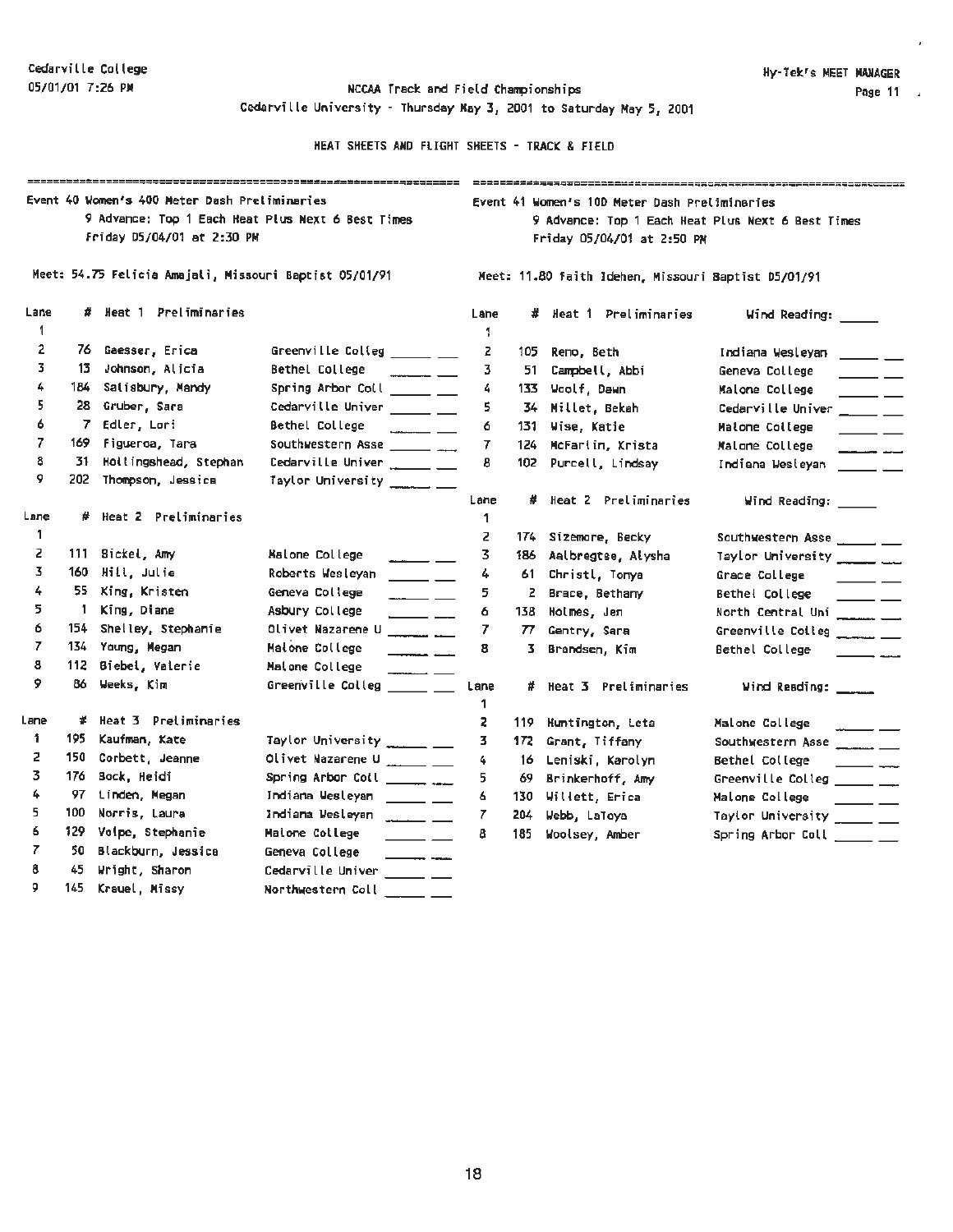Cedarville College
05/01/01 7:26 PM

Hy-Tek's MEET MANAGER

NCCAA Track and Field Championships
Cedarville University - Thursday May 3, 2001 to Saturday May 5, 2001

HEAT SHEETS AND FLIGHT SHEETS - TRACK & FIELD

## Event 40 Women's 400 Meter Dash Preliminaries

9 Advance: Top 1 Each Heat Plus Next 6 Best Times
Friday 05/04/01 at 2:30 PM

Meet: 54.75 Felicia Amajali, Missouri Baptist 05/01/91

### Heat 1 Preliminaries

| Lane | # | Name | School |
|---|---|---|---|
| 1 | | | |
| 2 | 76 | Gaesser, Erica | Greenville Colleg |
| 3 | 13 | Johnson, Alicia | Bethel College |
| 4 | 184 | Salisbury, Mandy | Spring Arbor Coll |
| 5 | 28 | Gruber, Sara | Cedarville Univer |
| 6 | 7 | Edler, Lori | Bethel College |
| 7 | 169 | Figueroa, Tara | Southwestern Asse |
| 8 | 31 | Hollingshead, Stephan | Cedarville Univer |
| 9 | 202 | Thompson, Jessica | Taylor University |

### Heat 2 Preliminaries

| Lane | # | Name | School |
|---|---|---|---|
| 1 | | | |
| 2 | 111 | Bickel, Amy | Malone College |
| 3 | 160 | Hill, Julie | Roberts Wesleyan |
| 4 | 55 | King, Kristen | Geneva College |
| 5 | 1 | King, Diane | Asbury College |
| 6 | 154 | Shelley, Stephanie | Olivet Nazarene U |
| 7 | 134 | Young, Megan | Malone College |
| 8 | 112 | Biebel, Valerie | Malone College |
| 9 | 86 | Weeks, Kim | Greenville Colleg |

### Heat 3 Preliminaries

| Lane | # | Name | School |
|---|---|---|---|
| 1 | 195 | Kaufman, Kate | Taylor University |
| 2 | 150 | Corbett, Jeanne | Olivet Nazarene U |
| 3 | 176 | Bock, Heidi | Spring Arbor Coll |
| 4 | 97 | Linden, Megan | Indiana Wesleyan |
| 5 | 100 | Norris, Laura | Indiana Wesleyan |
| 6 | 129 | Volpe, Stephanie | Malone College |
| 7 | 50 | Blackburn, Jessica | Geneva College |
| 8 | 45 | Wright, Sharon | Cedarville Univer |
| 9 | 145 | Krauel, Missy | Northwestern Coll |

## Event 41 Women's 100 Meter Dash Preliminaries

9 Advance: Top 1 Each Heat Plus Next 6 Best Times
Friday 05/04/01 at 2:50 PM

Meet: 11.80 Faith Idehen, Missouri Baptist 05/01/91

### Heat 1 Preliminaries — Wind Reading: _____

| Lane | # | Name | School |
|---|---|---|---|
| 1 | | | |
| 2 | 105 | Reno, Beth | Indiana Wesleyan |
| 3 | 51 | Campbell, Abbi | Geneva College |
| 4 | 133 | Woolf, Dawn | Malone College |
| 5 | 34 | Millet, Bekah | Cedarville Univer |
| 6 | 131 | Wise, Katie | Malone College |
| 7 | 124 | McFarlin, Krista | Malone College |
| 8 | 102 | Purcell, Lindsay | Indiana Wesleyan |

### Heat 2 Preliminaries — Wind Reading: _____

| Lane | # | Name | School |
|---|---|---|---|
| 1 | | | |
| 2 | 174 | Sizemore, Becky | Southwestern Asse |
| 3 | 186 | Aalbregtse, Alysha | Taylor University |
| 4 | 61 | Christl, Tonya | Grace College |
| 5 | 2 | Brace, Bethany | Bethel College |
| 6 | 138 | Holmes, Jen | North Central Uni |
| 7 | 77 | Gentry, Sara | Greenville Colleg |
| 8 | 3 | Brandsen, Kim | Bethel College |

### Heat 3 Preliminaries — Wind Reading: _____

| Lane | # | Name | School |
|---|---|---|---|
| 1 | | | |
| 2 | 119 | Huntington, Leta | Malone College |
| 3 | 172 | Grant, Tiffany | Southwestern Asse |
| 4 | 16 | Leniski, Karolyn | Bethel College |
| 5 | 69 | Brinkerhoff, Amy | Greenville Colleg |
| 6 | 130 | Willett, Erica | Malone College |
| 7 | 204 | Webb, LaToya | Taylor University |
| 8 | 185 | Woolsey, Amber | Spring Arbor Coll |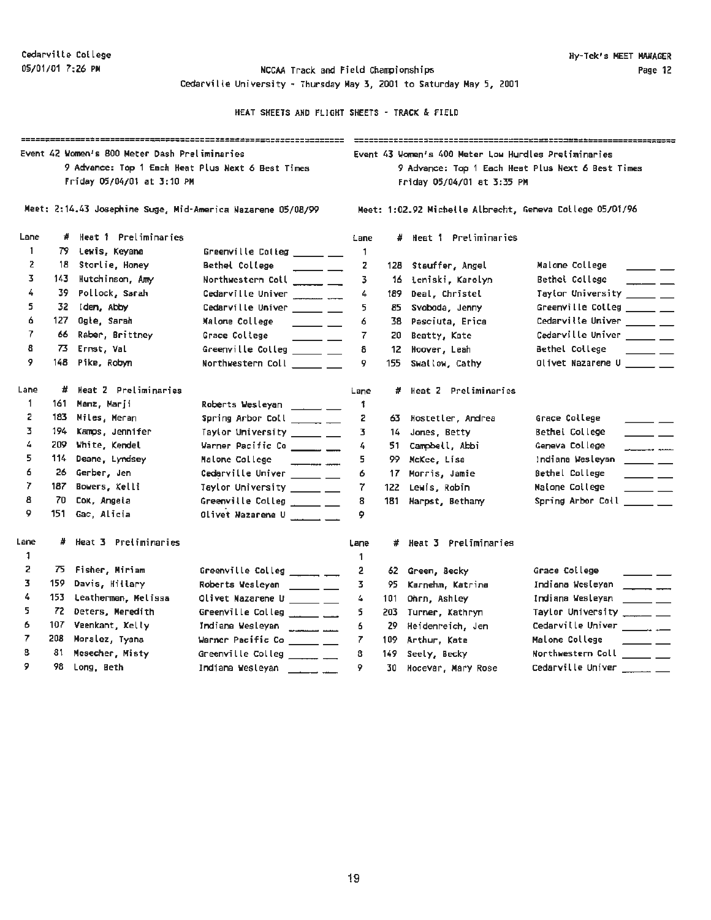Cedarville College
05/01/01 7:26 PM

NCCAA Track and Field Championships
Cedarville University - Thursday May 3, 2001 to Saturday May 5, 2001

HEAT SHEETS AND FLIGHT SHEETS - TRACK & FIELD

## Event 42 Women's 800 Meter Dash Preliminaries

9 Advance: Top 1 Each Heat Plus Next 6 Best Times
Friday 05/04/01 at 3:10 PM

Meet: 2:14.43 Josephine Suge, Mid-America Nazarene 05/08/99

| Lane | # | Heat 1 Preliminaries | School | |
|---|---|---|---|---|
| 1 | 79 | Lewis, Keyana | Greenville Colleg | ______ __ |
| 2 | 18 | Storlie, Honey | Bethel College | ______ __ |
| 3 | 143 | Hutchinson, Amy | Northwestern Coll | ______ __ |
| 4 | 39 | Pollock, Sarah | Cedarville Univer | ______ __ |
| 5 | 32 | Iden, Abby | Cedarville Univer | ______ __ |
| 6 | 127 | Ogle, Sarah | Malone College | ______ __ |
| 7 | 66 | Raber, Brittney | Grace College | ______ __ |
| 8 | 73 | Ernst, Val | Greenville Colleg | ______ __ |
| 9 | 148 | Pike, Robyn | Northwestern Coll | ______ __ |

| Lane | # | Heat 2 Preliminaries | School | |
|---|---|---|---|---|
| 1 | 161 | Manz, Marji | Roberts Wesleyan | ______ __ |
| 2 | 183 | Miles, Meran | Spring Arbor Coll | ______ __ |
| 3 | 194 | Kamps, Jennifer | Taylor University | ______ __ |
| 4 | 209 | White, Kendel | Warner Pacific Co | ______ __ |
| 5 | 114 | Deane, Lyndsey | Malone College | ______ __ |
| 6 | 26 | Gerber, Jen | Cedarville Univer | ______ __ |
| 7 | 187 | Bowers, Kelli | Taylor University | ______ __ |
| 8 | 70 | Cox, Angela | Greenville Colleg | ______ __ |
| 9 | 151 | Gac, Alicia | Olivet Nazarene U | ______ __ |

| Lane | # | Heat 3 Preliminaries | School | |
|---|---|---|---|---|
| 1 | | | | |
| 2 | 75 | Fisher, Miriam | Greenville Colleg | ______ __ |
| 3 | 159 | Davis, Hillary | Roberts Wesleyan | ______ __ |
| 4 | 153 | Leatherman, Melissa | Olivet Nazarene U | ______ __ |
| 5 | 72 | Deters, Meredith | Greenville Colleg | ______ __ |
| 6 | 107 | Veenkant, Kelly | Indiana Wesleyan | ______ __ |
| 7 | 208 | Moralez, Tyana | Warner Pacific Co | ______ __ |
| 8 | 81 | Mesecher, Misty | Greenville Colleg | ______ __ |
| 9 | 98 | Long, Beth | Indiana Wesleyan | ______ __ |

## Event 43 Women's 400 Meter Low Hurdles Preliminaries

9 Advance: Top 1 Each Heat Plus Next 6 Best Times
Friday 05/04/01 at 3:35 PM

Meet: 1:02.92 Michelle Albrecht, Geneva College 05/01/96

| Lane | # | Heat 1 Preliminaries | School | |
|---|---|---|---|---|
| 1 | | | | |
| 2 | 128 | Stauffer, Angel | Malone College | ______ __ |
| 3 | 16 | Leniski, Karolyn | Bethel College | ______ __ |
| 4 | 189 | Deal, Christel | Taylor University | ______ __ |
| 5 | 85 | Svoboda, Jenny | Greenville Colleg | ______ __ |
| 6 | 38 | Pasciuta, Erica | Cedarville Univer | ______ __ |
| 7 | 20 | Beatty, Kate | Cedarville Univer | ______ __ |
| 8 | 12 | Hoover, Leah | Bethel College | ______ __ |
| 9 | 155 | Swallow, Cathy | Olivet Nazarene U | ______ __ |

| Lane | # | Heat 2 Preliminaries | School | |
|---|---|---|---|---|
| 1 | | | | |
| 2 | 63 | Hostetler, Andrea | Grace College | ______ __ |
| 3 | 14 | Jones, Betty | Bethel College | ______ __ |
| 4 | 51 | Campbell, Abbi | Geneva College | ______ __ |
| 5 | 99 | McKee, Lisa | Indiana Wesleyan | ______ __ |
| 6 | 17 | Morris, Jamie | Bethel College | ______ __ |
| 7 | 122 | Lewis, Robin | Malone College | ______ __ |
| 8 | 181 | Harpst, Bethany | Spring Arbor Coll | ______ __ |
| 9 | | | | |

| Lane | # | Heat 3 Preliminaries | School | |
|---|---|---|---|---|
| 1 | | | | |
| 2 | 62 | Green, Becky | Grace College | ______ __ |
| 3 | 95 | Karnehm, Katrina | Indiana Wesleyan | ______ __ |
| 4 | 101 | Ohrn, Ashley | Indiana Wesleyan | ______ __ |
| 5 | 203 | Turner, Kathryn | Taylor University | ______ __ |
| 6 | 29 | Heidenreich, Jen | Cedarville Univer | ______ __ |
| 7 | 109 | Arthur, Kate | Malone College | ______ __ |
| 8 | 149 | Seely, Becky | Northwestern Coll | ______ __ |
| 9 | 30 | Hocevar, Mary Rose | Cedarville Univer | ______ __ |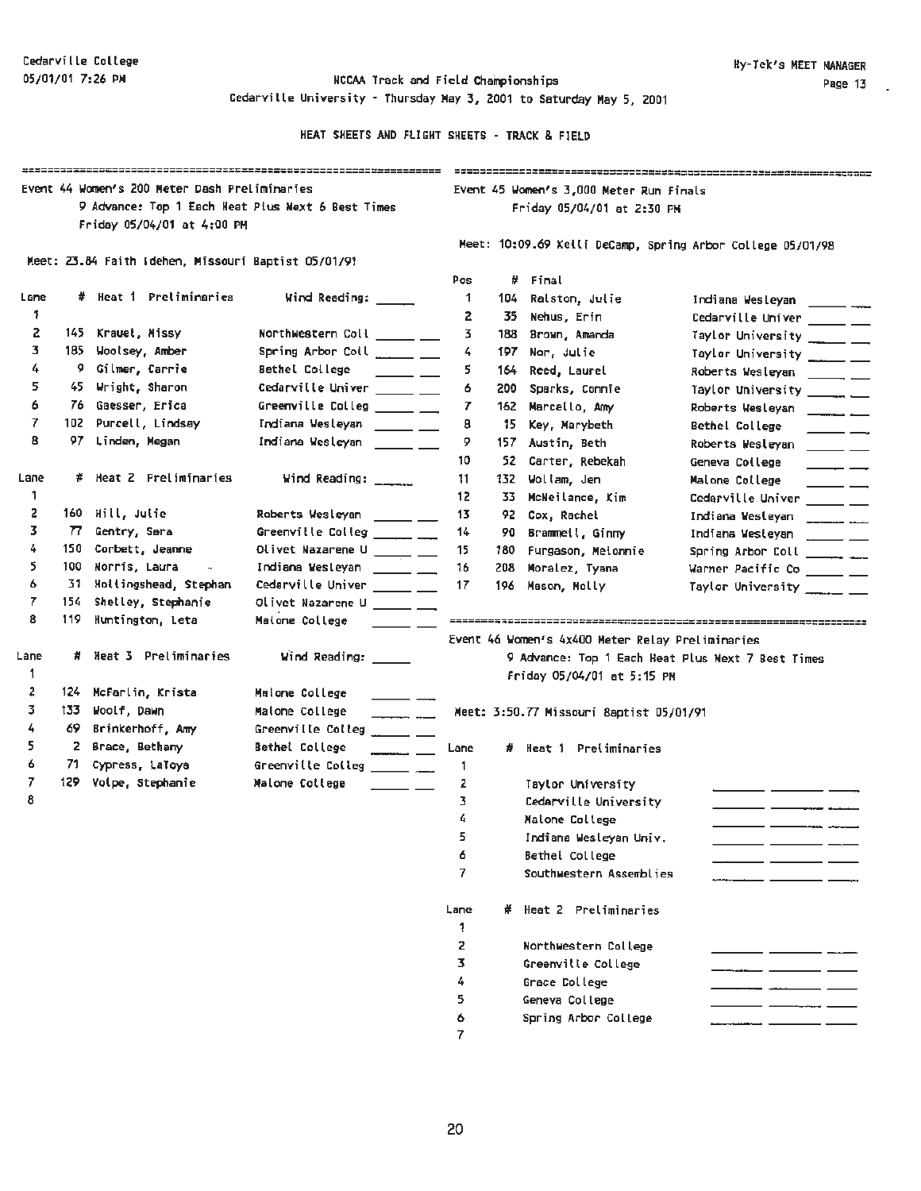HEAT SHEETS AND FLIGHT SHEETS - TRACK & FIELD

## Event 44 Women's 200 Meter Dash Preliminaries

9 Advance: Top 1 Each Heat Plus Next 6 Best Times
Friday 05/04/01 at 4:00 PM

Meet: 23.84 Faith Idehen, Missouri Baptist 05/01/91

**Heat 1 Preliminaries** — Wind Reading: _____

| Lane | # | Name | School |
|---|---|---|---|
| 1 | | | |
| 2 | 145 | Krauel, Missy | Northwestern Coll |
| 3 | 185 | Woolsey, Amber | Spring Arbor Coll |
| 4 | 9 | Gilmer, Carrie | Bethel College |
| 5 | 45 | Wright, Sharon | Cedarville Univer |
| 6 | 76 | Gaesser, Erica | Greenville Colleg |
| 7 | 102 | Purcell, Lindsay | Indiana Wesleyan |
| 8 | 97 | Linden, Megan | Indiana Wesleyan |

**Heat 2 Preliminaries** — Wind Reading: _____

| Lane | # | Name | School |
|---|---|---|---|
| 1 | | | |
| 2 | 160 | Hill, Julie | Roberts Wesleyan |
| 3 | 77 | Gentry, Sara | Greenville Colleg |
| 4 | 150 | Corbett, Jeanne | Olivet Nazarene U |
| 5 | 100 | Norris, Laura | Indiana Wesleyan |
| 6 | 31 | Hollingshead, Stephan | Cedarville Univer |
| 7 | 154 | Shelley, Stephanie | Olivet Nazarene U |
| 8 | 119 | Huntington, Leta | Malone College |

**Heat 3 Preliminaries** — Wind Reading: _____

| Lane | # | Name | School |
|---|---|---|---|
| 1 | | | |
| 2 | 124 | McFarlin, Krista | Malone College |
| 3 | 133 | Woolf, Dawn | Malone College |
| 4 | 69 | Brinkerhoff, Amy | Greenville Colleg |
| 5 | 2 | Brace, Bethany | Bethel College |
| 6 | 71 | Cypress, LaToya | Greenville Colleg |
| 7 | 129 | Volpe, Stephanie | Malone College |
| 8 | | | |

## Event 45 Women's 3,000 Meter Run Finals

Friday 05/04/01 at 2:30 PM

Meet: 10:09.69 Kelli DeCamp, Spring Arbor College 05/01/98

**Final**

| Pos | # | Name | School |
|---|---|---|---|
| 1 | 104 | Ralston, Julie | Indiana Wesleyan |
| 2 | 35 | Nehus, Erin | Cedarville Univer |
| 3 | 188 | Brown, Amanda | Taylor University |
| 4 | 197 | Nor, Julie | Taylor University |
| 5 | 164 | Reed, Laurel | Roberts Wesleyan |
| 6 | 200 | Sparks, Connie | Taylor University |
| 7 | 162 | Marcello, Amy | Roberts Wesleyan |
| 8 | 15 | Key, Marybeth | Bethel College |
| 9 | 157 | Austin, Beth | Roberts Wesleyan |
| 10 | 52 | Carter, Rebekah | Geneva College |
| 11 | 132 | Wollam, Jen | Malone College |
| 12 | 33 | McNeilance, Kim | Cedarville Univer |
| 13 | 92 | Cox, Rachel | Indiana Wesleyan |
| 14 | 90 | Brammell, Ginny | Indiana Wesleyan |
| 15 | 180 | Furgason, Melonnie | Spring Arbor Coll |
| 16 | 208 | Moralez, Tyana | Warner Pacific Co |
| 17 | 196 | Mason, Molly | Taylor University |

## Event 46 Women's 4x400 Meter Relay Preliminaries

9 Advance: Top 1 Each Heat Plus Next 7 Best Times
Friday 05/04/01 at 5:15 PM

Meet: 3:50.77 Missouri Baptist 05/01/91

**Heat 1 Preliminaries**

| Lane | # | Team |
|---|---|---|
| 1 | | |
| 2 | | Taylor University |
| 3 | | Cedarville University |
| 4 | | Malone College |
| 5 | | Indiana Wesleyan Univ. |
| 6 | | Bethel College |
| 7 | | Southwestern Assemblies |

**Heat 2 Preliminaries**

| Lane | # | Team |
|---|---|---|
| 1 | | |
| 2 | | Northwestern College |
| 3 | | Greenville College |
| 4 | | Grace College |
| 5 | | Geneva College |
| 6 | | Spring Arbor College |
| 7 | | |